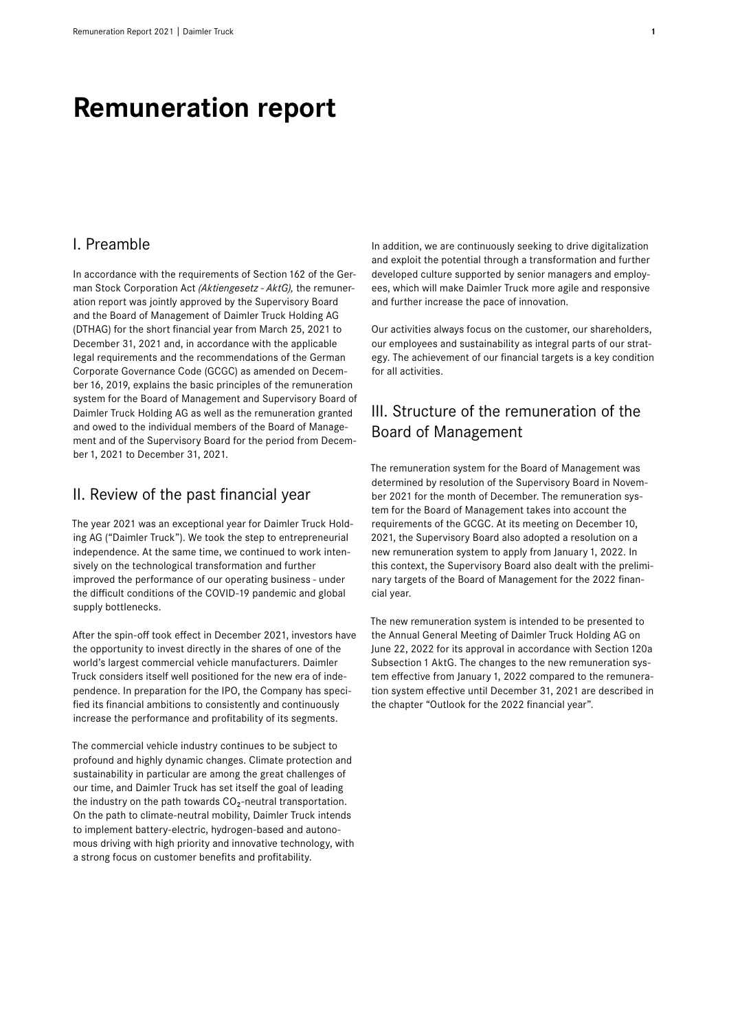# Remuneration report

## I. Preamble

In accordance with the requirements of Section 162 of the German Stock Corporation Act *(Aktiengesetz - AktG),* the remuneration report was jointly approved by the Supervisory Board and the Board of Management of Daimler Truck Holding AG (DTHAG) for the short financial year from March 25, 2021 to December 31, 2021 and, in accordance with the applicable legal requirements and the recommendations of the German Corporate Governance Code (GCGC) as amended on December 16, 2019, explains the basic principles of the remuneration system for the Board of Management and Supervisory Board of Daimler Truck Holding AG as well as the remuneration granted and owed to the individual members of the Board of Management and of the Supervisory Board for the period from December 1, 2021 to December 31, 2021.

## II. Review of the past financial year

The year 2021 was an exceptional year for Daimler Truck Holding AG ("Daimler Truck"). We took the step to entrepreneurial independence. At the same time, we continued to work intensively on the technological transformation and further improved the performance of our operating business - under the difficult conditions of the COVID-19 pandemic and global supply bottlenecks.

After the spin-off took effect in December 2021, investors have the opportunity to invest directly in the shares of one of the world's largest commercial vehicle manufacturers. Daimler Truck considers itself well positioned for the new era of independence. In preparation for the IPO, the Company has specified its financial ambitions to consistently and continuously increase the performance and profitability of its segments.

The commercial vehicle industry continues to be subject to profound and highly dynamic changes. Climate protection and sustainability in particular are among the great challenges of our time, and Daimler Truck has set itself the goal of leading the industry on the path towards $CO_2$-neutral transportation. On the path to climate-neutral mobility, Daimler Truck intends to implement battery-electric, hydrogen-based and autonomous driving with high priority and innovative technology, with a strong focus on customer benefits and profitability.

In addition, we are continuously seeking to drive digitalization and exploit the potential through a transformation and further developed culture supported by senior managers and employees, which will make Daimler Truck more agile and responsive and further increase the pace of innovation.

Our activities always focus on the customer, our shareholders, our employees and sustainability as integral parts of our strategy. The achievement of our financial targets is a key condition for all activities.

## III. Structure of the remuneration of the Board of Management

The remuneration system for the Board of Management was determined by resolution of the Supervisory Board in November 2021 for the month of December. The remuneration system for the Board of Management takes into account the requirements of the GCGC. At its meeting on December 10, 2021, the Supervisory Board also adopted a resolution on a new remuneration system to apply from January 1, 2022. In this context, the Supervisory Board also dealt with the preliminary targets of the Board of Management for the 2022 financial year.

The new remuneration system is intended to be presented to the Annual General Meeting of Daimler Truck Holding AG on June 22, 2022 for its approval in accordance with Section 120a Subsection 1 AktG. The changes to the new remuneration system effective from January 1, 2022 compared to the remuneration system effective until December 31, 2021 are described in the chapter "Outlook for the 2022 financial year".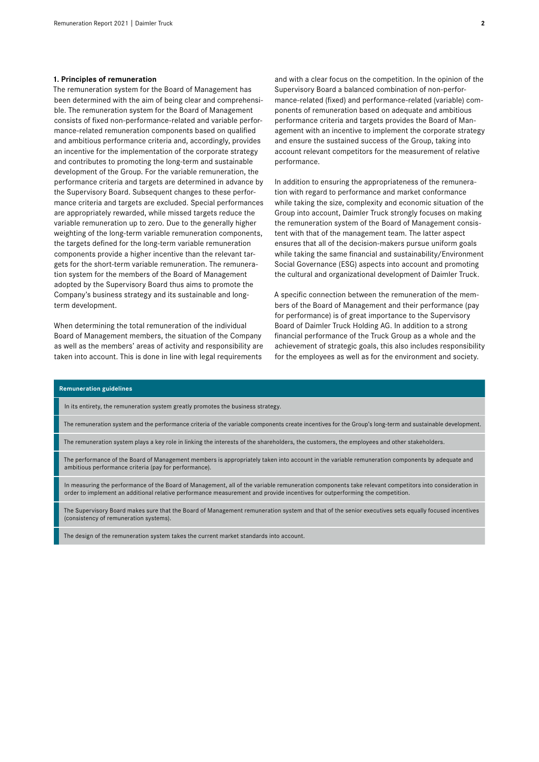## 1. Principles of remuneration

The remuneration system for the Board of Management has been determined with the aim of being clear and comprehensible. The remuneration system for the Board of Management consists of fixed non-performance-related and variable performance-related remuneration components based on qualified and ambitious performance criteria and, accordingly, provides an incentive for the implementation of the corporate strategy and contributes to promoting the long-term and sustainable development of the Group. For the variable remuneration, the performance criteria and targets are determined in advance by the Supervisory Board. Subsequent changes to these performance criteria and targets are excluded. Special performances are appropriately rewarded, while missed targets reduce the variable remuneration up to zero. Due to the generally higher weighting of the long-term variable remuneration components, the targets defined for the long-term variable remuneration components provide a higher incentive than the relevant targets for the short-term variable remuneration. The remuneration system for the members of the Board of Management adopted by the Supervisory Board thus aims to promote the Company's business strategy and its sustainable and long-term development.

When determining the total remuneration of the individual Board of Management members, the situation of the Company as well as the members' areas of activity and responsibility are taken into account. This is done in line with legal requirements and with a clear focus on the competition. In the opinion of the Supervisory Board a balanced combination of non-performance-related (fixed) and performance-related (variable) components of remuneration based on adequate and ambitious performance criteria and targets provides the Board of Management with an incentive to implement the corporate strategy and ensure the sustained success of the Group, taking into account relevant competitors for the measurement of relative performance.

In addition to ensuring the appropriateness of the remuneration with regard to performance and market conformance while taking the size, complexity and economic situation of the Group into account, Daimler Truck strongly focuses on making the remuneration system of the Board of Management consistent with that of the management team. The latter aspect ensures that all of the decision-makers pursue uniform goals while taking the same financial and sustainability/Environment Social Governance (ESG) aspects into account and promoting the cultural and organizational development of Daimler Truck.

A specific connection between the remuneration of the members of the Board of Management and their performance (pay for performance) is of great importance to the Supervisory Board of Daimler Truck Holding AG. In addition to a strong financial performance of the Truck Group as a whole and the achievement of strategic goals, this also includes responsibility for the employees as well as for the environment and society.

| Remuneration guidelines |
| --- |
| In its entirety, the remuneration system greatly promotes the business strategy. |
| The remuneration system and the performance criteria of the variable components create incentives for the Group's long-term and sustainable development. |
| The remuneration system plays a key role in linking the interests of the shareholders, the customers, the employees and other stakeholders. |
| The performance of the Board of Management members is appropriately taken into account in the variable remuneration components by adequate and ambitious performance criteria (pay for performance). |
| In measuring the performance of the Board of Management, all of the variable remuneration components take relevant competitors into consideration in order to implement an additional relative performance measurement and provide incentives for outperforming the competition. |
| The Supervisory Board makes sure that the Board of Management remuneration system and that of the senior executives sets equally focused incentives (consistency of remuneration systems). |
| The design of the remuneration system takes the current market standards into account. |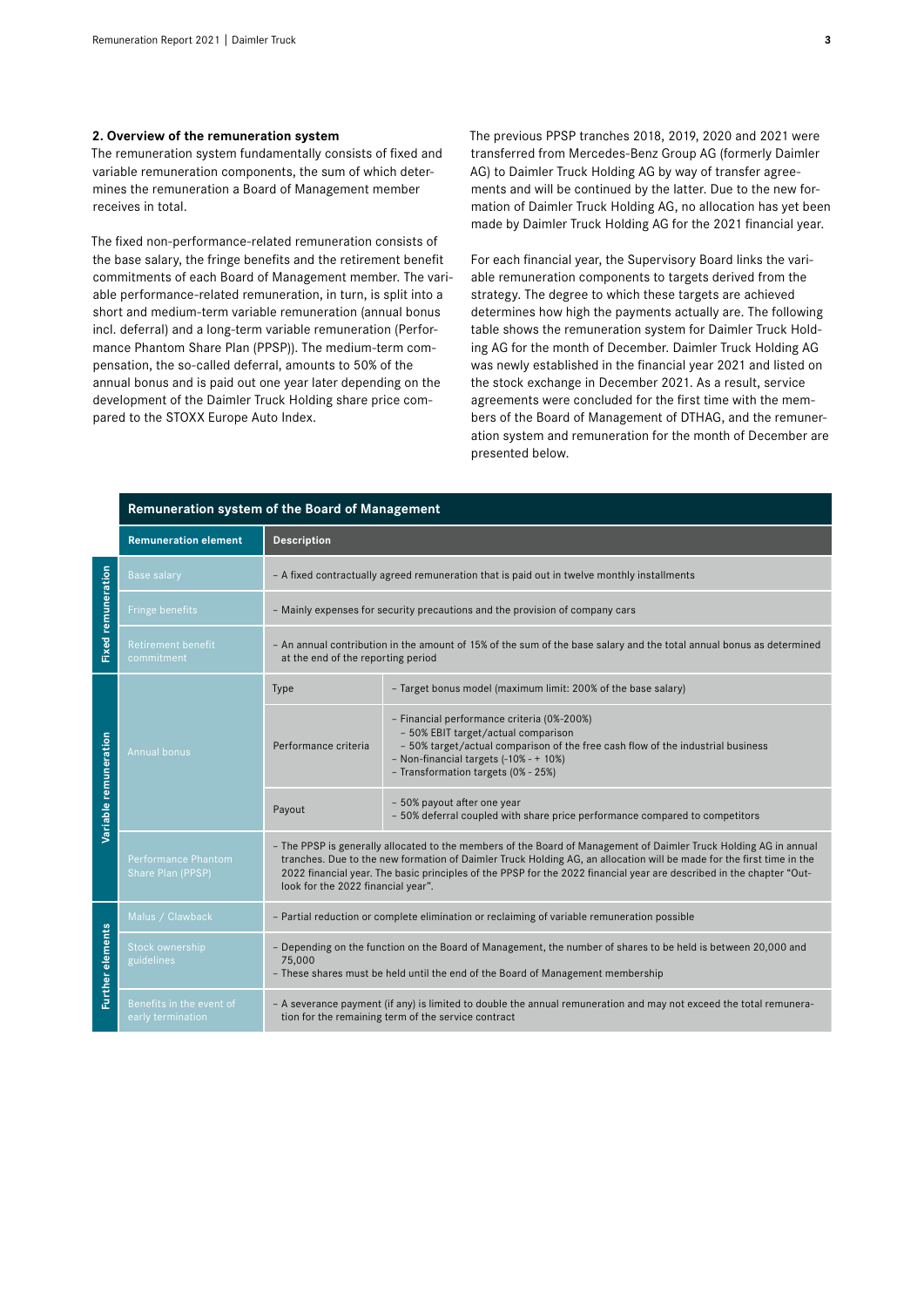## 2. Overview of the remuneration system

The remuneration system fundamentally consists of fixed and variable remuneration components, the sum of which determines the remuneration a Board of Management member receives in total.

The fixed non-performance-related remuneration consists of the base salary, the fringe benefits and the retirement benefit commitments of each Board of Management member. The variable performance-related remuneration, in turn, is split into a short and medium-term variable remuneration (annual bonus incl. deferral) and a long-term variable remuneration (Performance Phantom Share Plan (PPSP)). The medium-term compensation, the so-called deferral, amounts to 50% of the annual bonus and is paid out one year later depending on the development of the Daimler Truck Holding share price compared to the STOXX Europe Auto Index.

The previous PPSP tranches 2018, 2019, 2020 and 2021 were transferred from Mercedes-Benz Group AG (formerly Daimler AG) to Daimler Truck Holding AG by way of transfer agreements and will be continued by the latter. Due to the new formation of Daimler Truck Holding AG, no allocation has yet been made by Daimler Truck Holding AG for the 2021 financial year.

For each financial year, the Supervisory Board links the variable remuneration components to targets derived from the strategy. The degree to which these targets are achieved determines how high the payments actually are. The following table shows the remuneration system for Daimler Truck Holding AG for the month of December. Daimler Truck Holding AG was newly established in the financial year 2021 and listed on the stock exchange in December 2021. As a result, service agreements were concluded for the first time with the members of the Board of Management of DTHAG, and the remuneration system and remuneration for the month of December are presented below.

**Remuneration system of the Board of Management**

| | Remuneration element | Description | |
|---|---|---|---|
| Fixed remuneration | Base salary | – A fixed contractually agreed remuneration that is paid out in twelve monthly installments | |
| | Fringe benefits | – Mainly expenses for security precautions and the provision of company cars | |
| | Retirement benefit commitment | – An annual contribution in the amount of 15% of the sum of the base salary and the total annual bonus as determined at the end of the reporting period | |
| Variable remuneration | Annual bonus | Type | – Target bonus model (maximum limit: 200% of the base salary) |
| | | Performance criteria | – Financial performance criteria (0%-200%)<br>– 50% EBIT target/actual comparison<br>– 50% target/actual comparison of the free cash flow of the industrial business<br>– Non-financial targets (-10% - + 10%)<br>– Transformation targets (0% - 25%) |
| | | Payout | – 50% payout after one year<br>– 50% deferral coupled with share price performance compared to competitors |
| | Performance Phantom Share Plan (PPSP) | – The PPSP is generally allocated to the members of the Board of Management of Daimler Truck Holding AG in annual tranches. Due to the new formation of Daimler Truck Holding AG, an allocation will be made for the first time in the 2022 financial year. The basic principles of the PPSP for the 2022 financial year are described in the chapter "Outlook for the 2022 financial year". | |
| Further elements | Malus / Clawback | – Partial reduction or complete elimination or reclaiming of variable remuneration possible | |
| | Stock ownership guidelines | – Depending on the function on the Board of Management, the number of shares to be held is between 20,000 and 75,000<br>– These shares must be held until the end of the Board of Management membership | |
| | Benefits in the event of early termination | – A severance payment (if any) is limited to double the annual remuneration and may not exceed the total remuneration for the remaining term of the service contract | |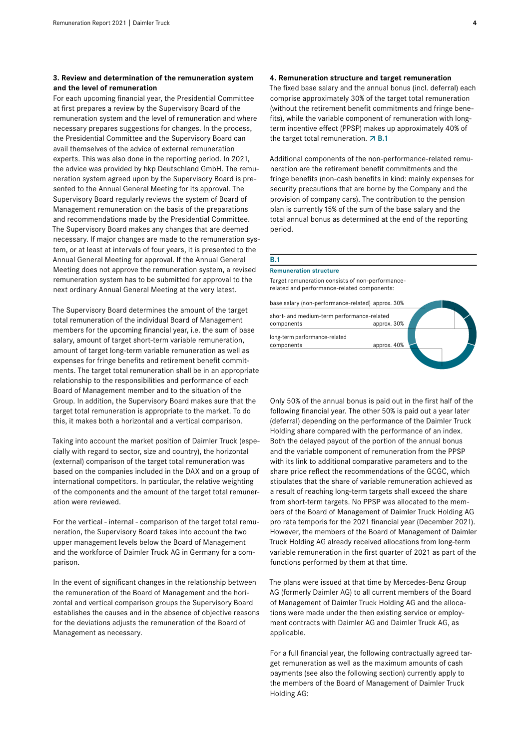### 3. Review and determination of the remuneration system and the level of remuneration

For each upcoming financial year, the Presidential Committee at first prepares a review by the Supervisory Board of the remuneration system and the level of remuneration and where necessary prepares suggestions for changes. In the process, the Presidential Committee and the Supervisory Board can avail themselves of the advice of external remuneration experts. This was also done in the reporting period. In 2021, the advice was provided by hkp Deutschland GmbH. The remuneration system agreed upon by the Supervisory Board is presented to the Annual General Meeting for its approval. The Supervisory Board regularly reviews the system of Board of Management remuneration on the basis of the preparations and recommendations made by the Presidential Committee. The Supervisory Board makes any changes that are deemed necessary. If major changes are made to the remuneration system, or at least at intervals of four years, it is presented to the Annual General Meeting for approval. If the Annual General Meeting does not approve the remuneration system, a revised remuneration system has to be submitted for approval to the next ordinary Annual General Meeting at the very latest.

The Supervisory Board determines the amount of the target total remuneration of the individual Board of Management members for the upcoming financial year, i.e. the sum of base salary, amount of target short-term variable remuneration, amount of target long-term variable remuneration as well as expenses for fringe benefits and retirement benefit commitments. The target total remuneration shall be in an appropriate relationship to the responsibilities and performance of each Board of Management member and to the situation of the Group. In addition, the Supervisory Board makes sure that the target total remuneration is appropriate to the market. To do this, it makes both a horizontal and a vertical comparison.

Taking into account the market position of Daimler Truck (especially with regard to sector, size and country), the horizontal (external) comparison of the target total remuneration was based on the companies included in the DAX and on a group of international competitors. In particular, the relative weighting of the components and the amount of the target total remuneration were reviewed.

For the vertical - internal - comparison of the target total remuneration, the Supervisory Board takes into account the two upper management levels below the Board of Management and the workforce of Daimler Truck AG in Germany for a comparison.

In the event of significant changes in the relationship between the remuneration of the Board of Management and the horizontal and vertical comparison groups the Supervisory Board establishes the causes and in the absence of objective reasons for the deviations adjusts the remuneration of the Board of Management as necessary.

### 4. Remuneration structure and target remuneration

The fixed base salary and the annual bonus (incl. deferral) each comprise approximately 30% of the target total remuneration (without the retirement benefit commitments and fringe benefits), while the variable component of remuneration with long-term incentive effect (PPSP) makes up approximately 40% of the target total remuneration. ↗ B.1

Additional components of the non-performance-related remuneration are the retirement benefit commitments and the fringe benefits (non-cash benefits in kind: mainly expenses for security precautions that are borne by the Company and the provision of company cars). The contribution to the pension plan is currently 15% of the sum of the base salary and the total annual bonus as determined at the end of the reporting period.

**B.1**

**Remuneration structure**

Target remuneration consists of non-performance-related and performance-related components:

| Component | Share |
| --- | --- |
| base salary (non-performance-related) | approx. 30% |
| short- and medium-term performance-related components | approx. 30% |
| long-term performance-related components | approx. 40% |

Only 50% of the annual bonus is paid out in the first half of the following financial year. The other 50% is paid out a year later (deferral) depending on the performance of the Daimler Truck Holding share compared with the performance of an index. Both the delayed payout of the portion of the annual bonus and the variable component of remuneration from the PPSP with its link to additional comparative parameters and to the share price reflect the recommendations of the GCGC, which stipulates that the share of variable remuneration achieved as a result of reaching long-term targets shall exceed the share from short-term targets. No PPSP was allocated to the members of the Board of Management of Daimler Truck Holding AG pro rata temporis for the 2021 financial year (December 2021). However, the members of the Board of Management of Daimler Truck Holding AG already received allocations from long-term variable remuneration in the first quarter of 2021 as part of the functions performed by them at that time.

The plans were issued at that time by Mercedes-Benz Group AG (formerly Daimler AG) to all current members of the Board of Management of Daimler Truck Holding AG and the allocations were made under the then existing service or employment contracts with Daimler AG and Daimler Truck AG, as applicable.

For a full financial year, the following contractually agreed target remuneration as well as the maximum amounts of cash payments (see also the following section) currently apply to the members of the Board of Management of Daimler Truck Holding AG: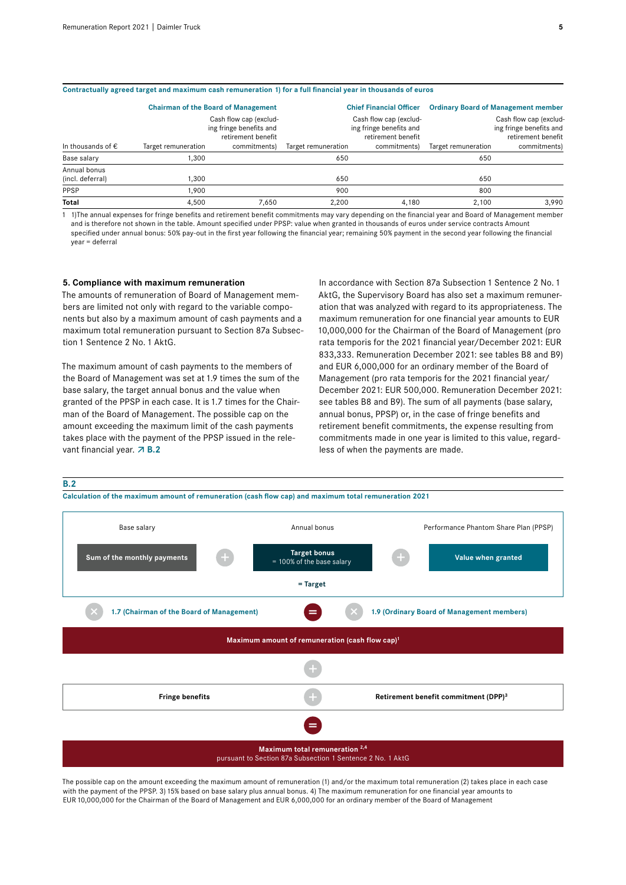**Contractually agreed target and maximum cash remuneration 1) for a full financial year in thousands of euros**

| In thousands of € | Chairman of the Board of Management | | Chief Financial Officer | | Ordinary Board of Management member | |
|---|---|---|---|---|---|---|
| | Target remuneration | Cash flow cap (excluding fringe benefits and retirement benefit commitments) | Target remuneration | Cash flow cap (excluding fringe benefits and retirement benefit commitments) | Target remuneration | Cash flow cap (excluding fringe benefits and retirement benefit commitments) |
| Base salary | 1,300 | | 650 | | 650 | |
| Annual bonus (incl. deferral) | 1,300 | | 650 | | 650 | |
| PPSP | 1,900 | | 900 | | 800 | |
| **Total** | 4,500 | 7,650 | 2,200 | 4,180 | 2,100 | 3,990 |

1 1)The annual expenses for fringe benefits and retirement benefit commitments may vary depending on the financial year and Board of Management member and is therefore not shown in the table. Amount specified under PPSP: value when granted in thousands of euros under service contracts Amount specified under annual bonus: 50% pay-out in the first year following the financial year; remaining 50% payment in the second year following the financial year = deferral

### 5. Compliance with maximum remuneration

The amounts of remuneration of Board of Management members are limited not only with regard to the variable components but also by a maximum amount of cash payments and a maximum total remuneration pursuant to Section 87a Subsection 1 Sentence 2 No. 1 AktG.

The maximum amount of cash payments to the members of the Board of Management was set at 1.9 times the sum of the base salary, the target annual bonus and the value when granted of the PPSP in each case. It is 1.7 times for the Chairman of the Board of Management. The possible cap on the amount exceeding the maximum limit of the cash payments takes place with the payment of the PPSP issued in the relevant financial year. ↗ B.2

In accordance with Section 87a Subsection 1 Sentence 2 No. 1 AktG, the Supervisory Board has also set a maximum remuneration that was analyzed with regard to its appropriateness. The maximum remuneration for one financial year amounts to EUR 10,000,000 for the Chairman of the Board of Management (pro rata temporis for the 2021 financial year/December 2021: EUR 833,333. Remuneration December 2021: see tables B8 and B9) and EUR 6,000,000 for an ordinary member of the Board of Management (pro rata temporis for the 2021 financial year/ December 2021: EUR 500,000. Remuneration December 2021: see tables B8 and B9). The sum of all payments (base salary, annual bonus, PPSP) or, in the case of fringe benefits and retirement benefit commitments, the expense resulting from commitments made in one year is limited to this value, regardless of when the payments are made.

**B.2**

**Calculation of the maximum amount of remuneration (cash flow cap) and maximum total remuneration 2021**

| Base salary | | Annual bonus | | Performance Phantom Share Plan (PPSP) |
|---|---|---|---|---|
| **Sum of the monthly payments** | + | **Target bonus** = 100% of the base salary | + | **Value when granted** |

**= Target**

× **1.7 (Chairman of the Board of Management)** = × **1.9 (Ordinary Board of Management members)**

**Maximum amount of remuneration (cash flow cap)**[1]

+

**Fringe benefits** + **Retirement benefit commitment (DPP)**[3]

=

**Maximum total remuneration**[2,4]
pursuant to Section 87a Subsection 1 Sentence 2 No. 1 AktG

The possible cap on the amount exceeding the maximum amount of remuneration (1) and/or the maximum total remuneration (2) takes place in each case with the payment of the PPSP. 3) 15% based on base salary plus annual bonus. 4) The maximum remuneration for one financial year amounts to EUR 10,000,000 for the Chairman of the Board of Management and EUR 6,000,000 for an ordinary member of the Board of Management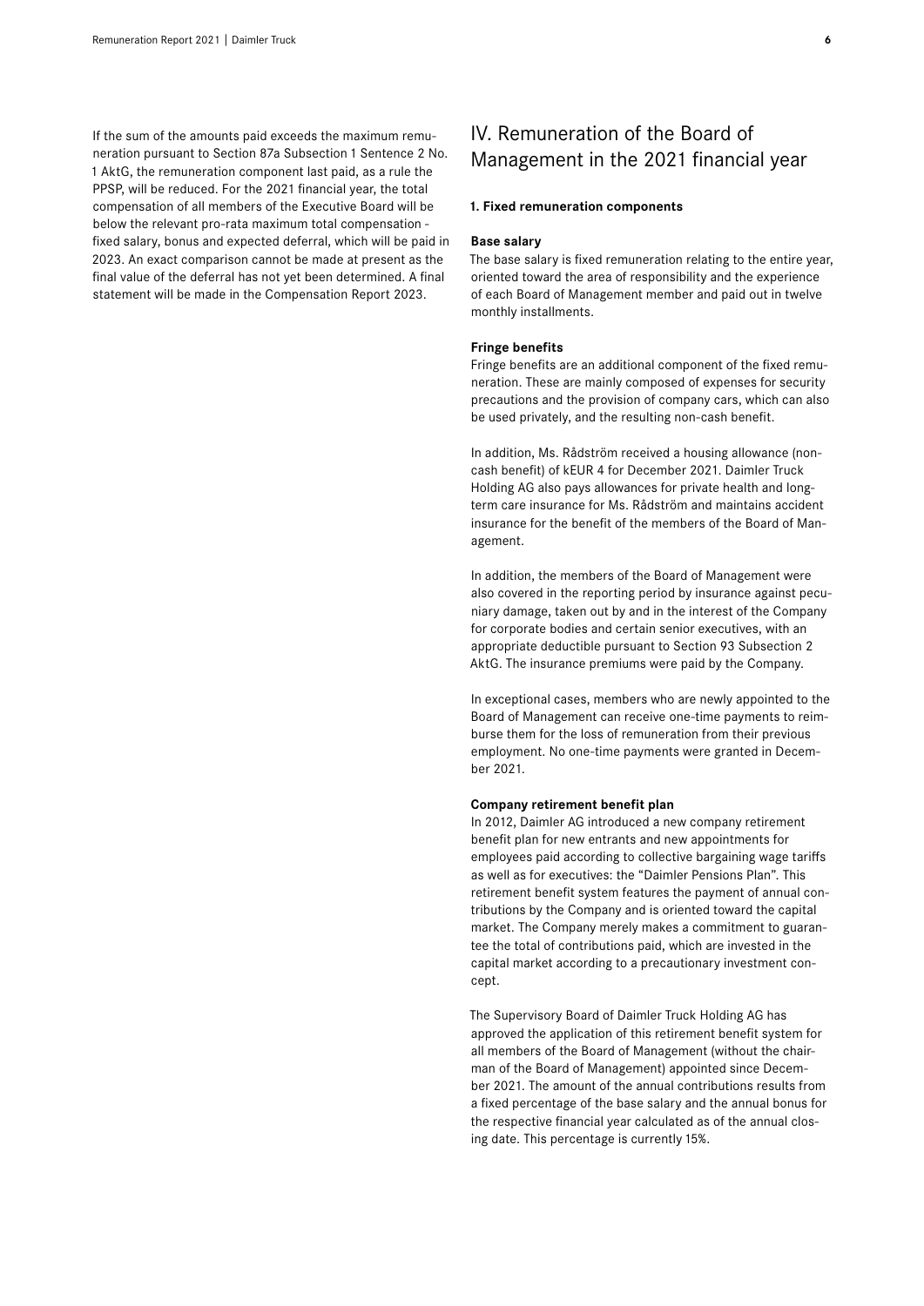If the sum of the amounts paid exceeds the maximum remuneration pursuant to Section 87a Subsection 1 Sentence 2 No. 1 AktG, the remuneration component last paid, as a rule the PPSP, will be reduced. For the 2021 financial year, the total compensation of all members of the Executive Board will be below the relevant pro-rata maximum total compensation - fixed salary, bonus and expected deferral, which will be paid in 2023. An exact comparison cannot be made at present as the final value of the deferral has not yet been determined. A final statement will be made in the Compensation Report 2023.

## IV. Remuneration of the Board of Management in the 2021 financial year

### 1. Fixed remuneration components

**Base salary**

The base salary is fixed remuneration relating to the entire year, oriented toward the area of responsibility and the experience of each Board of Management member and paid out in twelve monthly installments.

**Fringe benefits**

Fringe benefits are an additional component of the fixed remuneration. These are mainly composed of expenses for security precautions and the provision of company cars, which can also be used privately, and the resulting non-cash benefit.

In addition, Ms. Rådström received a housing allowance (non-cash benefit) of kEUR 4 for December 2021. Daimler Truck Holding AG also pays allowances for private health and long-term care insurance for Ms. Rådström and maintains accident insurance for the benefit of the members of the Board of Management.

In addition, the members of the Board of Management were also covered in the reporting period by insurance against pecuniary damage, taken out by and in the interest of the Company for corporate bodies and certain senior executives, with an appropriate deductible pursuant to Section 93 Subsection 2 AktG. The insurance premiums were paid by the Company.

In exceptional cases, members who are newly appointed to the Board of Management can receive one-time payments to reimburse them for the loss of remuneration from their previous employment. No one-time payments were granted in December 2021.

**Company retirement benefit plan**

In 2012, Daimler AG introduced a new company retirement benefit plan for new entrants and new appointments for employees paid according to collective bargaining wage tariffs as well as for executives: the "Daimler Pensions Plan". This retirement benefit system features the payment of annual contributions by the Company and is oriented toward the capital market. The Company merely makes a commitment to guarantee the total of contributions paid, which are invested in the capital market according to a precautionary investment concept.

The Supervisory Board of Daimler Truck Holding AG has approved the application of this retirement benefit system for all members of the Board of Management (without the chairman of the Board of Management) appointed since December 2021. The amount of the annual contributions results from a fixed percentage of the base salary and the annual bonus for the respective financial year calculated as of the annual closing date. This percentage is currently 15%.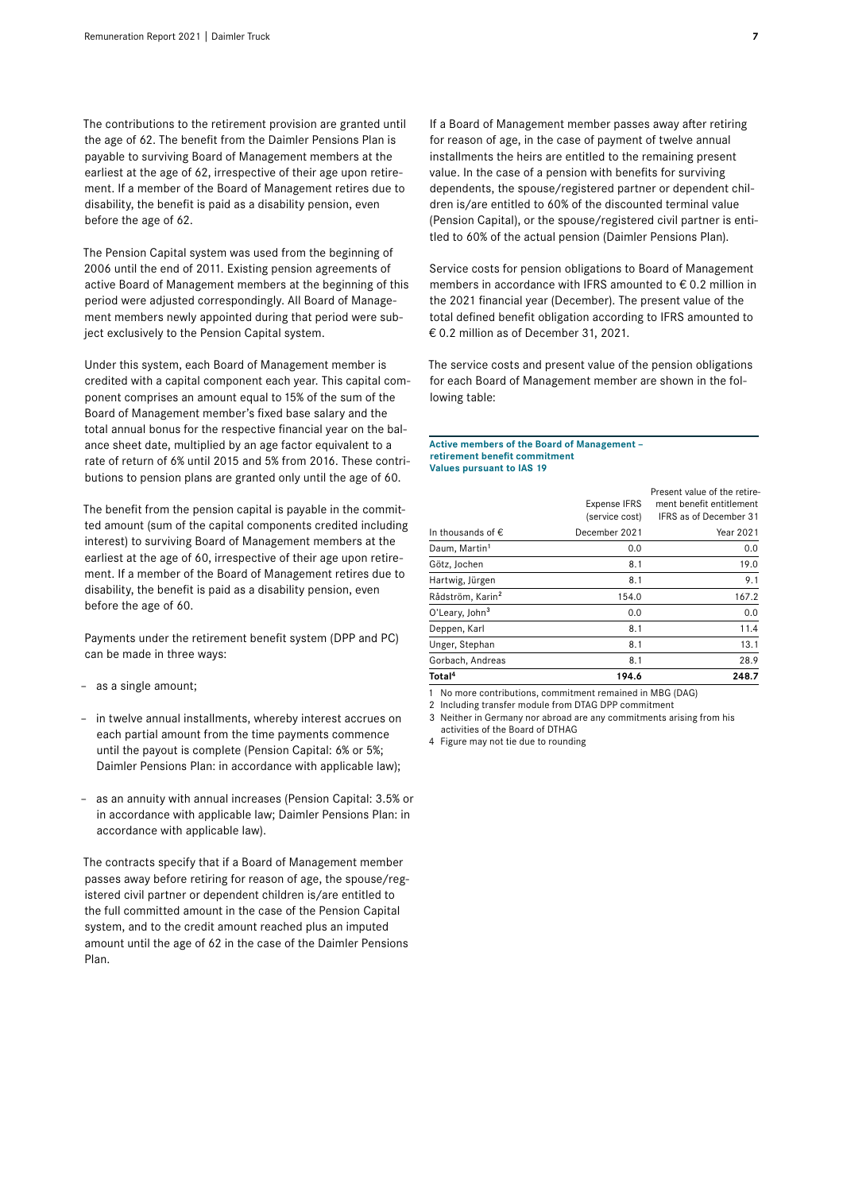The contributions to the retirement provision are granted until the age of 62. The benefit from the Daimler Pensions Plan is payable to surviving Board of Management members at the earliest at the age of 62, irrespective of their age upon retirement. If a member of the Board of Management retires due to disability, the benefit is paid as a disability pension, even before the age of 62.

The Pension Capital system was used from the beginning of 2006 until the end of 2011. Existing pension agreements of active Board of Management members at the beginning of this period were adjusted correspondingly. All Board of Management members newly appointed during that period were subject exclusively to the Pension Capital system.

Under this system, each Board of Management member is credited with a capital component each year. This capital component comprises an amount equal to 15% of the sum of the Board of Management member's fixed base salary and the total annual bonus for the respective financial year on the balance sheet date, multiplied by an age factor equivalent to a rate of return of 6% until 2015 and 5% from 2016. These contributions to pension plans are granted only until the age of 60.

The benefit from the pension capital is payable in the committed amount (sum of the capital components credited including interest) to surviving Board of Management members at the earliest at the age of 60, irrespective of their age upon retirement. If a member of the Board of Management retires due to disability, the benefit is paid as a disability pension, even before the age of 60.

Payments under the retirement benefit system (DPP and PC) can be made in three ways:

- as a single amount;
- in twelve annual installments, whereby interest accrues on each partial amount from the time payments commence until the payout is complete (Pension Capital: 6% or 5%; Daimler Pensions Plan: in accordance with applicable law);
- as an annuity with annual increases (Pension Capital: 3.5% or in accordance with applicable law; Daimler Pensions Plan: in accordance with applicable law).

The contracts specify that if a Board of Management member passes away before retiring for reason of age, the spouse/registered civil partner or dependent children is/are entitled to the full committed amount in the case of the Pension Capital system, and to the credit amount reached plus an imputed amount until the age of 62 in the case of the Daimler Pensions Plan.

If a Board of Management member passes away after retiring for reason of age, in the case of payment of twelve annual installments the heirs are entitled to the remaining present value. In the case of a pension with benefits for surviving dependents, the spouse/registered partner or dependent children is/are entitled to 60% of the discounted terminal value (Pension Capital), or the spouse/registered civil partner is entitled to 60% of the actual pension (Daimler Pensions Plan).

Service costs for pension obligations to Board of Management members in accordance with IFRS amounted to € 0.2 million in the 2021 financial year (December). The present value of the total defined benefit obligation according to IFRS amounted to € 0.2 million as of December 31, 2021.

The service costs and present value of the pension obligations for each Board of Management member are shown in the following table:

**Active members of the Board of Management – retirement benefit commitment**
**Values pursuant to IAS 19**

| In thousands of € | Expense IFRS (service cost) December 2021 | Present value of the retirement benefit entitlement IFRS as of December 31 Year 2021 |
|---|---|---|
| Daum, Martin[1] | 0.0 | 0.0 |
| Götz, Jochen | 8.1 | 19.0 |
| Hartwig, Jürgen | 8.1 | 9.1 |
| Rådström, Karin[2] | 154.0 | 167.2 |
| O'Leary, John[3] | 0.0 | 0.0 |
| Deppen, Karl | 8.1 | 11.4 |
| Unger, Stephan | 8.1 | 13.1 |
| Gorbach, Andreas | 8.1 | 28.9 |
| **Total[4]** | **194.6** | **248.7** |

1 No more contributions, commitment remained in MBG (DAG)
2 Including transfer module from DTAG DPP commitment
3 Neither in Germany nor abroad are any commitments arising from his activities of the Board of DTHAG
4 Figure may not tie due to rounding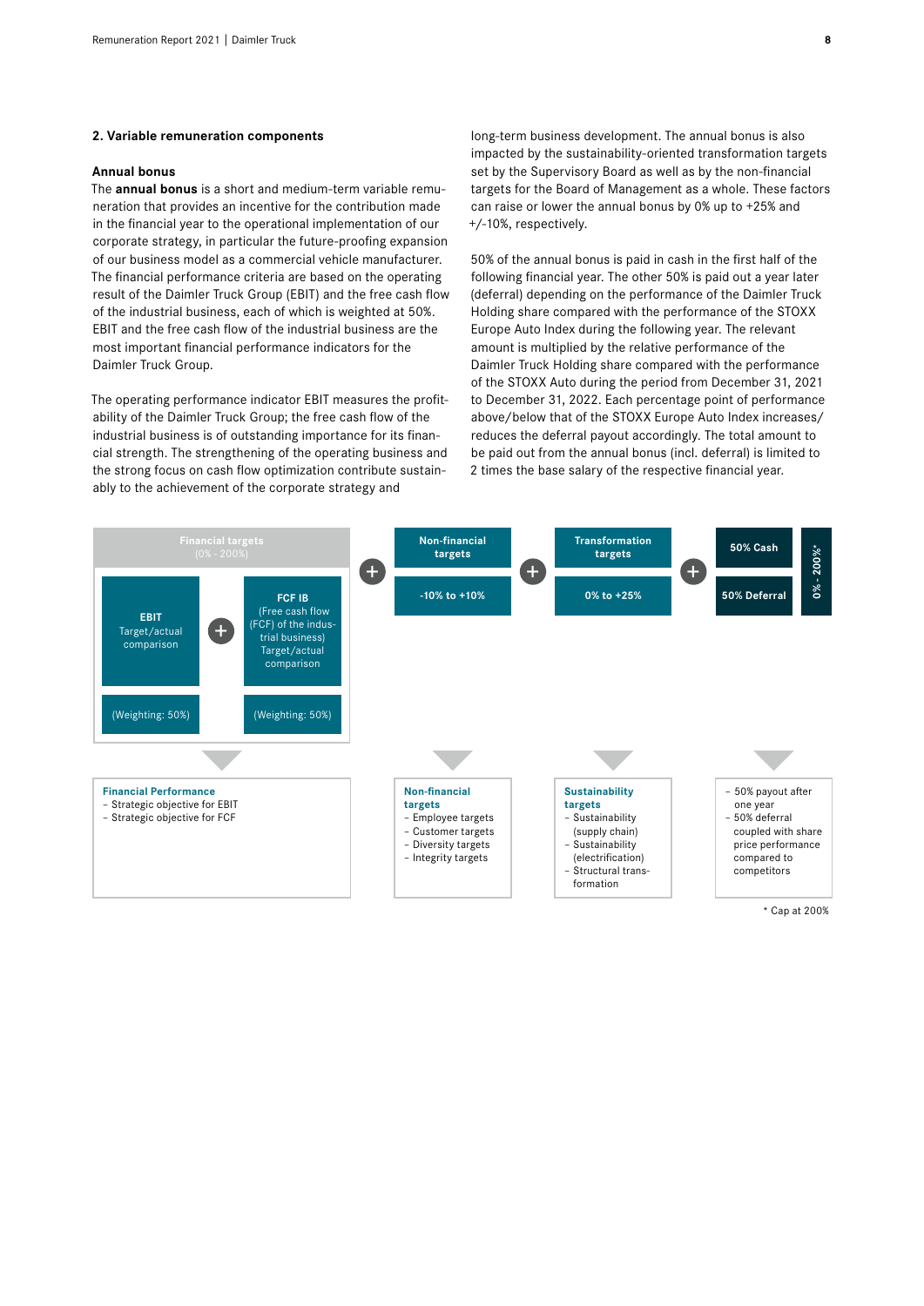## 2. Variable remuneration components

### Annual bonus

The **annual bonus** is a short and medium-term variable remuneration that provides an incentive for the contribution made in the financial year to the operational implementation of our corporate strategy, in particular the future-proofing expansion of our business model as a commercial vehicle manufacturer. The financial performance criteria are based on the operating result of the Daimler Truck Group (EBIT) and the free cash flow of the industrial business, each of which is weighted at 50%. EBIT and the free cash flow of the industrial business are the most important financial performance indicators for the Daimler Truck Group.

The operating performance indicator EBIT measures the profitability of the Daimler Truck Group; the free cash flow of the industrial business is of outstanding importance for its financial strength. The strengthening of the operating business and the strong focus on cash flow optimization contribute sustainably to the achievement of the corporate strategy and long-term business development. The annual bonus is also impacted by the sustainability-oriented transformation targets set by the Supervisory Board as well as by the non-financial targets for the Board of Management as a whole. These factors can raise or lower the annual bonus by 0% up to +25% and +/-10%, respectively.

50% of the annual bonus is paid in cash in the first half of the following financial year. The other 50% is paid out a year later (deferral) depending on the performance of the Daimler Truck Holding share compared with the performance of the STOXX Europe Auto Index during the following year. The relevant amount is multiplied by the relative performance of the Daimler Truck Holding share compared with the performance of the STOXX Auto during the period from December 31, 2021 to December 31, 2022. Each percentage point of performance above/below that of the STOXX Europe Auto Index increases/reduces the deferral payout accordingly. The total amount to be paid out from the annual bonus (incl. deferral) is limited to 2 times the base salary of the respective financial year.

**Financial targets** (0% - 200%)
- EBIT Target/actual comparison (Weighting: 50%)
- \+ FCF IB (Free cash flow (FCF) of the industrial business) Target/actual comparison (Weighting: 50%)

\+ **Non-financial targets**: -10% to +10%

\+ **Transformation targets**: 0% to +25%

\+ **50% Cash** / **50% Deferral** — 0% - 200%*

**Financial Performance**
- Strategic objective for EBIT
- Strategic objective for FCF

**Non-financial targets**
- Employee targets
- Customer targets
- Diversity targets
- Integrity targets

**Sustainability targets**
- Sustainability (supply chain)
- Sustainability (electrification)
- Structural transformation

- 50% payout after one year
- 50% deferral coupled with share price performance compared to competitors

\* Cap at 200%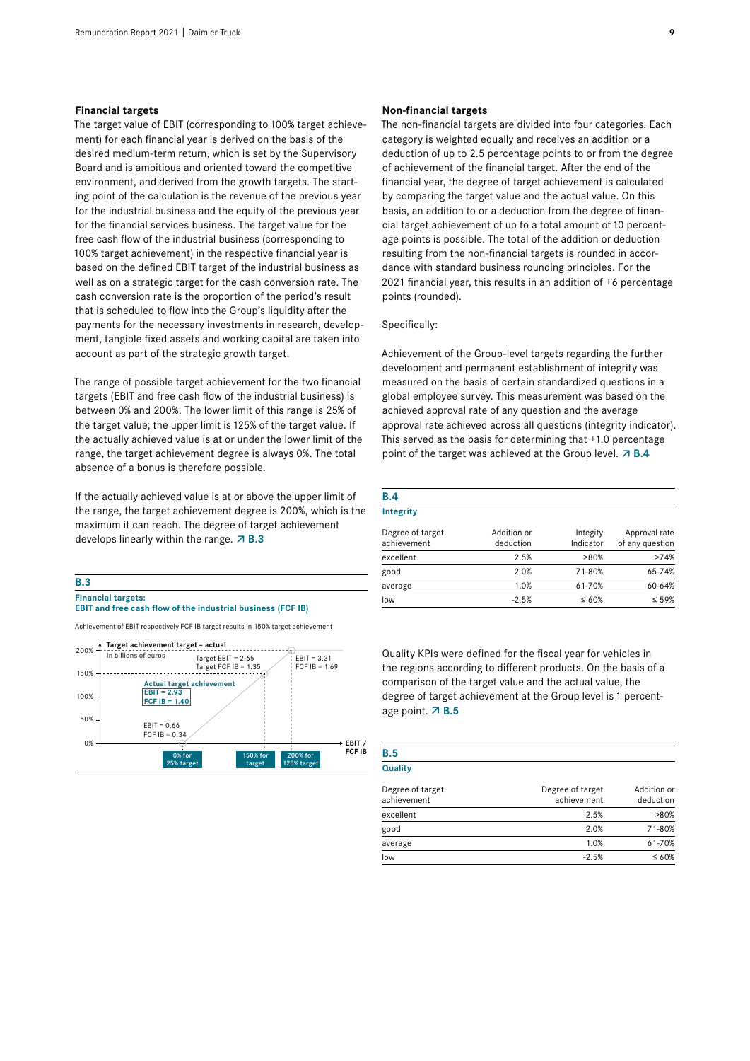### Financial targets

The target value of EBIT (corresponding to 100% target achievement) for each financial year is derived on the basis of the desired medium-term return, which is set by the Supervisory Board and is ambitious and oriented toward the competitive environment, and derived from the growth targets. The starting point of the calculation is the revenue of the previous year for the industrial business and the equity of the previous year for the financial services business. The target value for the free cash flow of the industrial business (corresponding to 100% target achievement) in the respective financial year is based on the defined EBIT target of the industrial business as well as on a strategic target for the cash conversion rate. The cash conversion rate is the proportion of the period's result that is scheduled to flow into the Group's liquidity after the payments for the necessary investments in research, development, tangible fixed assets and working capital are taken into account as part of the strategic growth target.

The range of possible target achievement for the two financial targets (EBIT and free cash flow of the industrial business) is between 0% and 200%. The lower limit of this range is 25% of the target value; the upper limit is 125% of the target value. If the actually achieved value is at or under the lower limit of the range, the target achievement degree is always 0%. The total absence of a bonus is therefore possible.

If the actually achieved value is at or above the upper limit of the range, the target achievement degree is 200%, which is the maximum it can reach. The degree of target achievement develops linearly within the range. ↗ B.3

**B.3**
**Financial targets:**
**EBIT and free cash flow of the industrial business (FCF IB)**

Achievement of EBIT respectively FCF IB target results in 150% target achievement

Target achievement target – actual
In billions of euros

- 0% for 25% target: EBIT = 0.66, FCF IB = 0.34
- Target EBIT = 2.65, Target FCF IB = 1.35
- Actual target achievement: EBIT = 2.93, FCF IB = 1.40 (150% for target)
- 200% for 125% target: EBIT = 3.31, FCF IB = 1.69

### Non-financial targets

The non-financial targets are divided into four categories. Each category is weighted equally and receives an addition or a deduction of up to 2.5 percentage points to or from the degree of achievement of the financial target. After the end of the financial year, the degree of target achievement is calculated by comparing the target value and the actual value. On this basis, an addition to or a deduction from the degree of financial target achievement of up to a total amount of 10 percentage points is possible. The total of the addition or deduction resulting from the non-financial targets is rounded in accordance with standard business rounding principles. For the 2021 financial year, this results in an addition of +6 percentage points (rounded).

Specifically:

Achievement of the Group-level targets regarding the further development and permanent establishment of integrity was measured on the basis of certain standardized questions in a global employee survey. This measurement was based on the achieved approval rate of any question and the average approval rate achieved across all questions (integrity indicator). This served as the basis for determining that +1.0 percentage point of the target was achieved at the Group level. ↗ B.4

**B.4**
**Integrity**

| Degree of target achievement | Addition or deduction | Integity Indicator | Approval rate of any question |
|---|---|---|---|
| excellent | 2.5% | >80% | >74% |
| good | 2.0% | 71-80% | 65-74% |
| average | 1.0% | 61-70% | 60-64% |
| low | -2.5% | ≤ 60% | ≤ 59% |

Quality KPIs were defined for the fiscal year for vehicles in the regions according to different products. On the basis of a comparison of the target value and the actual value, the degree of target achievement at the Group level is 1 percentage point. ↗ B.5

**B.5**
**Quality**

| Degree of target achievement | Degree of target achievement | Addition or deduction |
|---|---|---|
| excellent | 2.5% | >80% |
| good | 2.0% | 71-80% |
| average | 1.0% | 61-70% |
| low | -2.5% | ≤ 60% |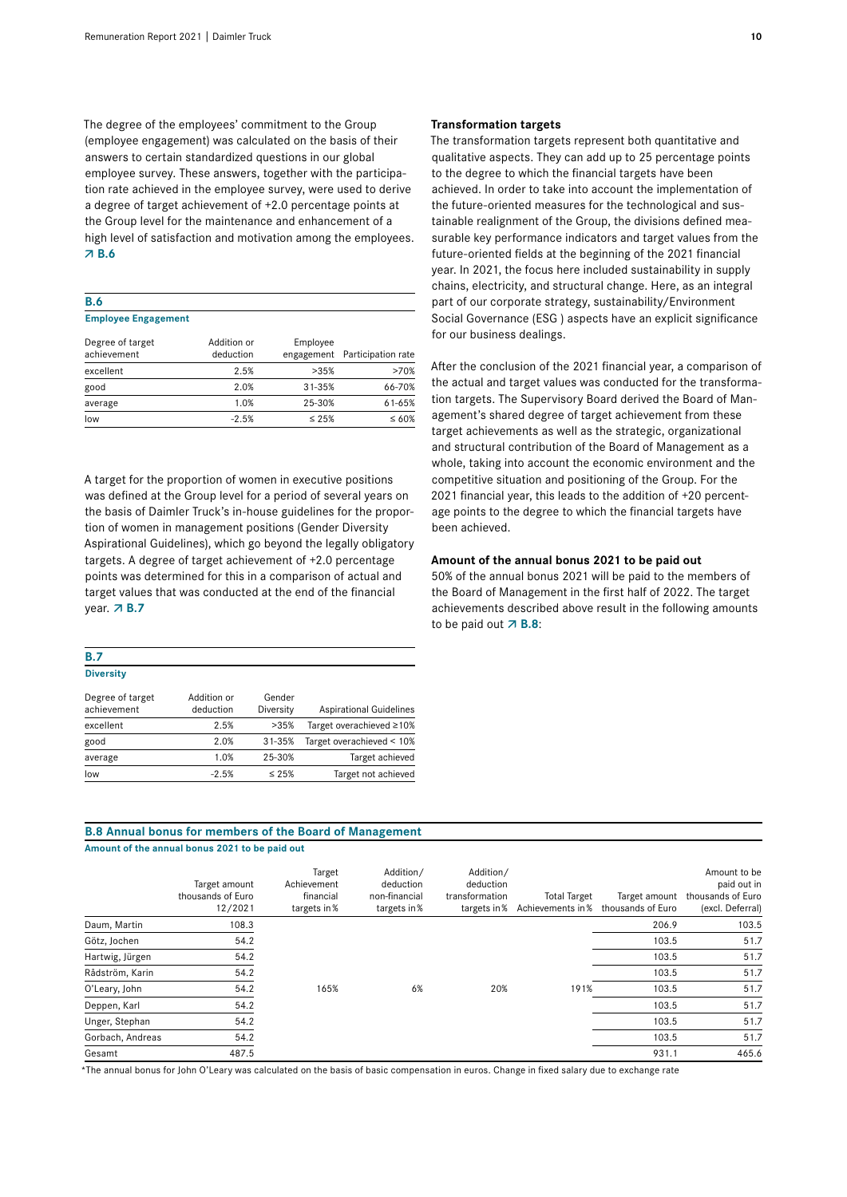The degree of the employees' commitment to the Group (employee engagement) was calculated on the basis of their answers to certain standardized questions in our global employee survey. These answers, together with the participation rate achieved in the employee survey, were used to derive a degree of target achievement of +2.0 percentage points at the Group level for the maintenance and enhancement of a high level of satisfaction and motivation among the employees. ↗ B.6

**B.6**
**Employee Engagement**

| Degree of target achievement | Addition or deduction | Employee engagement | Participation rate |
|---|---|---|---|
| excellent | 2.5% | >35% | >70% |
| good | 2.0% | 31-35% | 66-70% |
| average | 1.0% | 25-30% | 61-65% |
| low | -2.5% | ≤ 25% | ≤ 60% |

A target for the proportion of women in executive positions was defined at the Group level for a period of several years on the basis of Daimler Truck's in-house guidelines for the proportion of women in management positions (Gender Diversity Aspirational Guidelines), which go beyond the legally obligatory targets. A degree of target achievement of +2.0 percentage points was determined for this in a comparison of actual and target values that was conducted at the end of the financial year. ↗ B.7

**B.7**
**Diversity**

| Degree of target achievement | Addition or deduction | Gender Diversity | Aspirational Guidelines |
|---|---|---|---|
| excellent | 2.5% | >35% | Target overachieved ≥10% |
| good | 2.0% | 31-35% | Target overachieved < 10% |
| average | 1.0% | 25-30% | Target achieved |
| low | -2.5% | ≤ 25% | Target not achieved |

**Transformation targets**

The transformation targets represent both quantitative and qualitative aspects. They can add up to 25 percentage points to the degree to which the financial targets have been achieved. In order to take into account the implementation of the future-oriented measures for the technological and sustainable realignment of the Group, the divisions defined measurable key performance indicators and target values from the future-oriented fields at the beginning of the 2021 financial year. In 2021, the focus here included sustainability in supply chains, electricity, and structural change. Here, as an integral part of our corporate strategy, sustainability/Environment Social Governance (ESG ) aspects have an explicit significance for our business dealings.

After the conclusion of the 2021 financial year, a comparison of the actual and target values was conducted for the transformation targets. The Supervisory Board derived the Board of Management's shared degree of target achievement from these target achievements as well as the strategic, organizational and structural contribution of the Board of Management as a whole, taking into account the economic environment and the competitive situation and positioning of the Group. For the 2021 financial year, this leads to the addition of +20 percentage points to the degree to which the financial targets have been achieved.

**Amount of the annual bonus 2021 to be paid out**

50% of the annual bonus 2021 will be paid to the members of the Board of Management in the first half of 2022. The target achievements described above result in the following amounts to be paid out ↗ B.8:

**B.8 Annual bonus for members of the Board of Management**
**Amount of the annual bonus 2021 to be paid out**

| | Target amount thousands of Euro 12/2021 | Target Achievement financial targets in % | Addition/ deduction non-financial targets in % | Addition/ deduction transformation targets in % | Total Target Achievements in % | Target amount thousands of Euro | Amount to be paid out in thousands of Euro (excl. Deferral) |
|---|---|---|---|---|---|---|---|
| Daum, Martin | 108.3 | | | | | 206.9 | 103.5 |
| Götz, Jochen | 54.2 | | | | | 103.5 | 51.7 |
| Hartwig, Jürgen | 54.2 | | | | | 103.5 | 51.7 |
| Rådström, Karin | 54.2 | | | | | 103.5 | 51.7 |
| O'Leary, John | 54.2 | 165% | 6% | 20% | 191% | 103.5 | 51.7 |
| Deppen, Karl | 54.2 | | | | | 103.5 | 51.7 |
| Unger, Stephan | 54.2 | | | | | 103.5 | 51.7 |
| Gorbach, Andreas | 54.2 | | | | | 103.5 | 51.7 |
| Gesamt | 487.5 | | | | | 931.1 | 465.6 |

*The annual bonus for John O'Leary was calculated on the basis of basic compensation in euros. Change in fixed salary due to exchange rate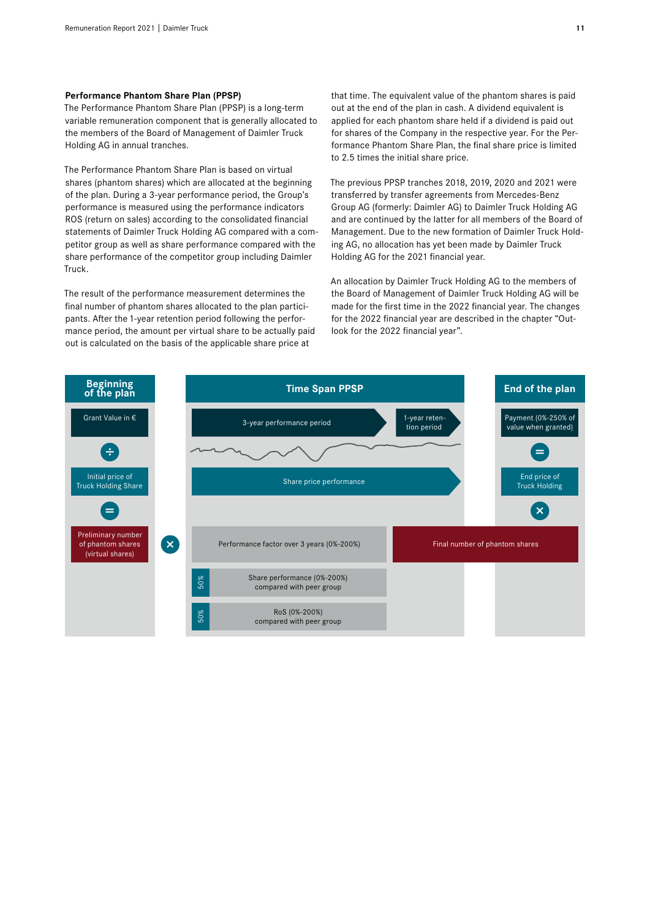**Performance Phantom Share Plan (PPSP)**

The Performance Phantom Share Plan (PPSP) is a long-term variable remuneration component that is generally allocated to the members of the Board of Management of Daimler Truck Holding AG in annual tranches.

The Performance Phantom Share Plan is based on virtual shares (phantom shares) which are allocated at the beginning of the plan. During a 3-year performance period, the Group's performance is measured using the performance indicators ROS (return on sales) according to the consolidated financial statements of Daimler Truck Holding AG compared with a competitor group as well as share performance compared with the share performance of the competitor group including Daimler Truck.

The result of the performance measurement determines the final number of phantom shares allocated to the plan participants. After the 1-year retention period following the performance period, the amount per virtual share to be actually paid out is calculated on the basis of the applicable share price at that time. The equivalent value of the phantom shares is paid out at the end of the plan in cash. A dividend equivalent is applied for each phantom share held if a dividend is paid out for shares of the Company in the respective year. For the Performance Phantom Share Plan, the final share price is limited to 2.5 times the initial share price.

The previous PPSP tranches 2018, 2019, 2020 and 2021 were transferred by transfer agreements from Mercedes-Benz Group AG (formerly: Daimler AG) to Daimler Truck Holding AG and are continued by the latter for all members of the Board of Management. Due to the new formation of Daimler Truck Holding AG, no allocation has yet been made by Daimler Truck Holding AG for the 2021 financial year.

An allocation by Daimler Truck Holding AG to the members of the Board of Management of Daimler Truck Holding AG will be made for the first time in the 2022 financial year. The changes for the 2022 financial year are described in the chapter "Outlook for the 2022 financial year".

| Beginning of the plan | | Time Span PPSP | | End of the plan |
|---|---|---|---|---|
| Grant Value in € | | 3-year performance period | 1-year retention period | Payment (0%-250% of value when granted) |
| ÷ | | | | = |
| Initial price of Truck Holding Share | | Share price performance | | End price of Truck Holding |
| = | | | | × |
| Preliminary number of phantom shares (virtual shares) | × | Performance factor over 3 years (0%-200%) | Final number of phantom shares | |
| | | 50% Share performance (0%-200%) compared with peer group | | |
| | | 50% RoS (0%-200%) compared with peer group | | |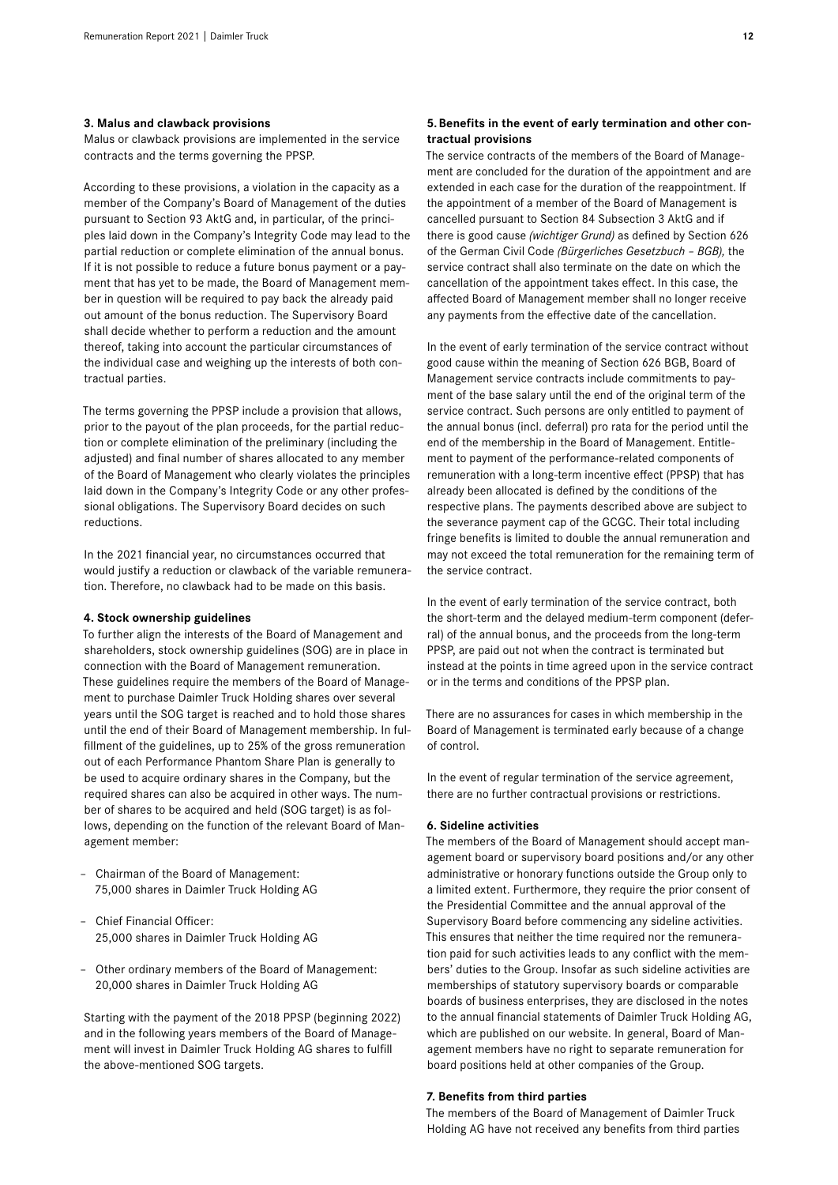**3. Malus and clawback provisions**

Malus or clawback provisions are implemented in the service contracts and the terms governing the PPSP.

According to these provisions, a violation in the capacity as a member of the Company's Board of Management of the duties pursuant to Section 93 AktG and, in particular, of the principles laid down in the Company's Integrity Code may lead to the partial reduction or complete elimination of the annual bonus. If it is not possible to reduce a future bonus payment or a payment that has yet to be made, the Board of Management member in question will be required to pay back the already paid out amount of the bonus reduction. The Supervisory Board shall decide whether to perform a reduction and the amount thereof, taking into account the particular circumstances of the individual case and weighing up the interests of both contractual parties.

The terms governing the PPSP include a provision that allows, prior to the payout of the plan proceeds, for the partial reduction or complete elimination of the preliminary (including the adjusted) and final number of shares allocated to any member of the Board of Management who clearly violates the principles laid down in the Company's Integrity Code or any other professional obligations. The Supervisory Board decides on such reductions.

In the 2021 financial year, no circumstances occurred that would justify a reduction or clawback of the variable remuneration. Therefore, no clawback had to be made on this basis.

**4. Stock ownership guidelines**

To further align the interests of the Board of Management and shareholders, stock ownership guidelines (SOG) are in place in connection with the Board of Management remuneration. These guidelines require the members of the Board of Management to purchase Daimler Truck Holding shares over several years until the SOG target is reached and to hold those shares until the end of their Board of Management membership. In fulfillment of the guidelines, up to 25% of the gross remuneration out of each Performance Phantom Share Plan is generally to be used to acquire ordinary shares in the Company, but the required shares can also be acquired in other ways. The number of shares to be acquired and held (SOG target) is as follows, depending on the function of the relevant Board of Management member:

- Chairman of the Board of Management: 75,000 shares in Daimler Truck Holding AG
- Chief Financial Officer: 25,000 shares in Daimler Truck Holding AG
- Other ordinary members of the Board of Management: 20,000 shares in Daimler Truck Holding AG

Starting with the payment of the 2018 PPSP (beginning 2022) and in the following years members of the Board of Management will invest in Daimler Truck Holding AG shares to fulfill the above-mentioned SOG targets.

**5. Benefits in the event of early termination and other contractual provisions**

The service contracts of the members of the Board of Management are concluded for the duration of the appointment and are extended in each case for the duration of the reappointment. If the appointment of a member of the Board of Management is cancelled pursuant to Section 84 Subsection 3 AktG and if there is good cause *(wichtiger Grund)* as defined by Section 626 of the German Civil Code *(Bürgerliches Gesetzbuch – BGB)*, the service contract shall also terminate on the date on which the cancellation of the appointment takes effect. In this case, the affected Board of Management member shall no longer receive any payments from the effective date of the cancellation.

In the event of early termination of the service contract without good cause within the meaning of Section 626 BGB, Board of Management service contracts include commitments to payment of the base salary until the end of the original term of the service contract. Such persons are only entitled to payment of the annual bonus (incl. deferral) pro rata for the period until the end of the membership in the Board of Management. Entitlement to payment of the performance-related components of remuneration with a long-term incentive effect (PPSP) that has already been allocated is defined by the conditions of the respective plans. The payments described above are subject to the severance payment cap of the GCGC. Their total including fringe benefits is limited to double the annual remuneration and may not exceed the total remuneration for the remaining term of the service contract.

In the event of early termination of the service contract, both the short-term and the delayed medium-term component (deferral) of the annual bonus, and the proceeds from the long-term PPSP, are paid out not when the contract is terminated but instead at the points in time agreed upon in the service contract or in the terms and conditions of the PPSP plan.

There are no assurances for cases in which membership in the Board of Management is terminated early because of a change of control.

In the event of regular termination of the service agreement, there are no further contractual provisions or restrictions.

**6. Sideline activities**

The members of the Board of Management should accept management board or supervisory board positions and/or any other administrative or honorary functions outside the Group only to a limited extent. Furthermore, they require the prior consent of the Presidential Committee and the annual approval of the Supervisory Board before commencing any sideline activities. This ensures that neither the time required nor the remuneration paid for such activities leads to any conflict with the members' duties to the Group. Insofar as such sideline activities are memberships of statutory supervisory boards or comparable boards of business enterprises, they are disclosed in the notes to the annual financial statements of Daimler Truck Holding AG, which are published on our website. In general, Board of Management members have no right to separate remuneration for board positions held at other companies of the Group.

**7. Benefits from third parties**

The members of the Board of Management of Daimler Truck Holding AG have not received any benefits from third parties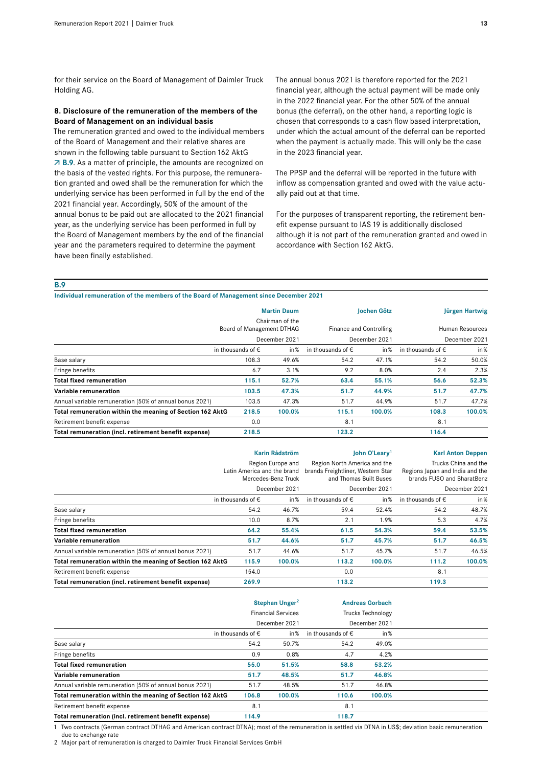for their service on the Board of Management of Daimler Truck Holding AG.

### 8. Disclosure of the remuneration of the members of the Board of Management on an individual basis

The remuneration granted and owed to the individual members of the Board of Management and their relative shares are shown in the following table pursuant to Section 162 AktG ↗ B.9. As a matter of principle, the amounts are recognized on the basis of the vested rights. For this purpose, the remuneration granted and owed shall be the remuneration for which the underlying service has been performed in full by the end of the 2021 financial year. Accordingly, 50% of the amount of the annual bonus to be paid out are allocated to the 2021 financial year, as the underlying service has been performed in full by the Board of Management members by the end of the financial year and the parameters required to determine the payment have been finally established.

The annual bonus 2021 is therefore reported for the 2021 financial year, although the actual payment will be made only in the 2022 financial year. For the other 50% of the annual bonus (the deferral), on the other hand, a reporting logic is chosen that corresponds to a cash flow based interpretation, under which the actual amount of the deferral can be reported when the payment is actually made. This will only be the case in the 2023 financial year.

The PPSP and the deferral will be reported in the future with inflow as compensation granted and owed with the value actually paid out at that time.

For the purposes of transparent reporting, the retirement benefit expense pursuant to IAS 19 is additionally disclosed although it is not part of the remuneration granted and owed in accordance with Section 162 AktG.

**B.9**

**Individual remuneration of the members of the Board of Management since December 2021**

| | Martin Daum<br>Chairman of the Board of Management DTHAG<br>December 2021 | | Jochen Götz<br>Finance and Controlling<br>December 2021 | | Jürgen Hartwig<br>Human Resources<br>December 2021 | |
|---|---|---|---|---|---|---|
| | in thousands of € | in % | in thousands of € | in % | in thousands of € | in % |
| Base salary | 108.3 | 49.6% | 54.2 | 47.1% | 54.2 | 50.0% |
| Fringe benefits | 6.7 | 3.1% | 9.2 | 8.0% | 2.4 | 2.3% |
| **Total fixed remuneration** | **115.1** | **52.7%** | **63.4** | **55.1%** | **56.6** | **52.3%** |
| **Variable remuneration** | **103.5** | **47.3%** | **51.7** | **44.9%** | **51.7** | **47.7%** |
| Annual variable remuneration (50% of annual bonus 2021) | 103.5 | 47.3% | 51.7 | 44.9% | 51.7 | 47.7% |
| **Total remuneration within the meaning of Section 162 AktG** | **218.5** | **100.0%** | **115.1** | **100.0%** | **108.3** | **100.0%** |
| Retirement benefit expense | 0.0 | | 8.1 | | 8.1 | |
| **Total remuneration (incl. retirement benefit expense)** | **218.5** | | **123.2** | | **116.4** | |

| | Karin Rådström<br>Region Europe and Latin America and the brand Mercedes-Benz Truck<br>December 2021 | | John O'Leary[1]<br>Region North America and the brands Freightliner, Western Star and Thomas Built Buses<br>December 2021 | | Karl Anton Deppen<br>Trucks China and the Regions Japan and India and the brands FUSO and BharatBenz<br>December 2021 | |
|---|---|---|---|---|---|---|
| | in thousands of € | in % | in thousands of € | in % | in thousands of € | in % |
| Base salary | 54.2 | 46.7% | 59.4 | 52.4% | 54.2 | 48.7% |
| Fringe benefits | 10.0 | 8.7% | 2.1 | 1.9% | 5.3 | 4.7% |
| **Total fixed remuneration** | **64.2** | **55.4%** | **61.5** | **54.3%** | **59.4** | **53.5%** |
| **Variable remuneration** | **51.7** | **44.6%** | **51.7** | **45.7%** | **51.7** | **46.5%** |
| Annual variable remuneration (50% of annual bonus 2021) | 51.7 | 44.6% | 51.7 | 45.7% | 51.7 | 46.5% |
| **Total remuneration within the meaning of Section 162 AktG** | **115.9** | **100.0%** | **113.2** | **100.0%** | **111.2** | **100.0%** |
| Retirement benefit expense | 154.0 | | 0.0 | | 8.1 | |
| **Total remuneration (incl. retirement benefit expense)** | **269.9** | | **113.2** | | **119.3** | |

| | Stephan Unger[2]<br>Financial Services<br>December 2021 | | Andreas Gorbach<br>Trucks Technology<br>December 2021 | |
|---|---|---|---|---|
| | in thousands of € | in % | in thousands of € | in % |
| Base salary | 54.2 | 50.7% | 54.2 | 49.0% |
| Fringe benefits | 0.9 | 0.8% | 4.7 | 4.2% |
| **Total fixed remuneration** | **55.0** | **51.5%** | **58.8** | **53.2%** |
| **Variable remuneration** | **51.7** | **48.5%** | **51.7** | **46.8%** |
| Annual variable remuneration (50% of annual bonus 2021) | 51.7 | 48.5% | 51.7 | 46.8% |
| **Total remuneration within the meaning of Section 162 AktG** | **106.8** | **100.0%** | **110.6** | **100.0%** |
| Retirement benefit expense | 8.1 | | 8.1 | |
| **Total remuneration (incl. retirement benefit expense)** | **114.9** | | **118.7** | |

1 Two contracts (German contract DTHAG and American contract DTNA); most of the remuneration is settled via DTNA in US$; deviation basic remuneration due to exchange rate

2 Major part of remuneration is charged to Daimler Truck Financial Services GmbH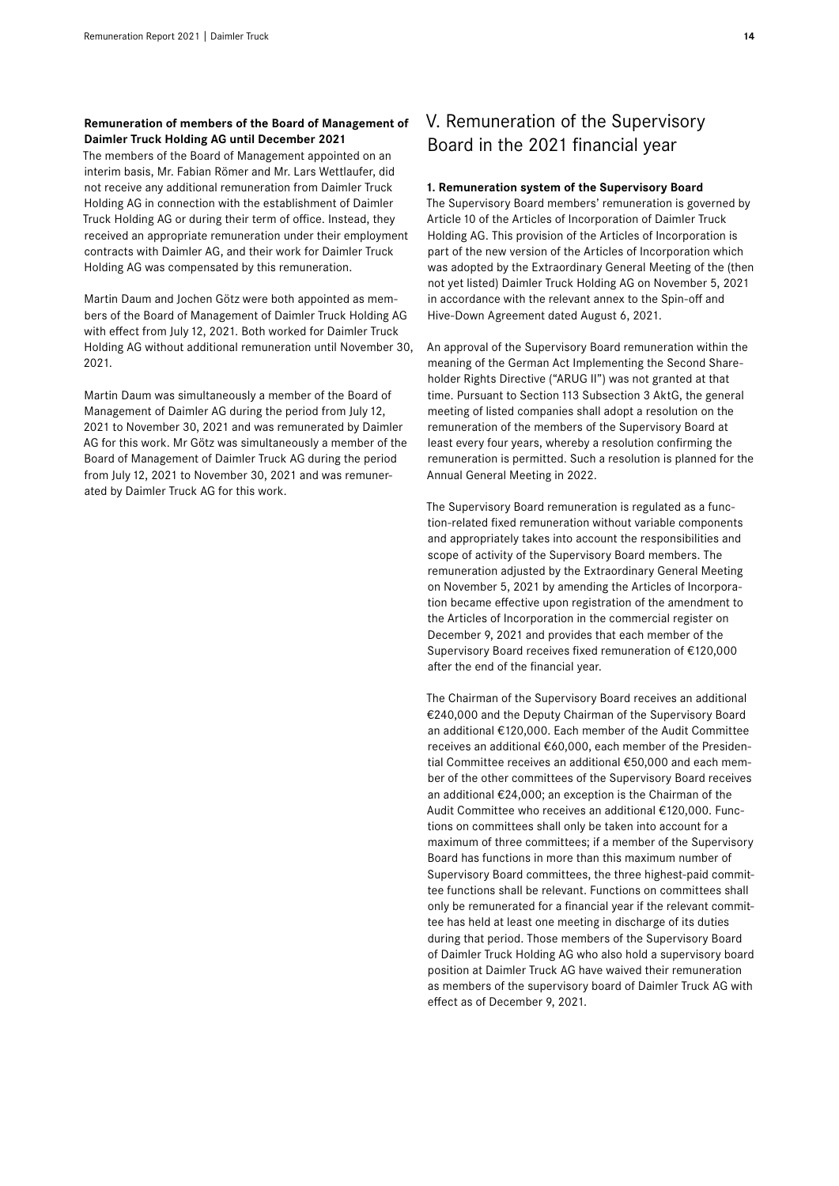**Remuneration of members of the Board of Management of Daimler Truck Holding AG until December 2021**

The members of the Board of Management appointed on an interim basis, Mr. Fabian Römer and Mr. Lars Wettlaufer, did not receive any additional remuneration from Daimler Truck Holding AG in connection with the establishment of Daimler Truck Holding AG or during their term of office. Instead, they received an appropriate remuneration under their employment contracts with Daimler AG, and their work for Daimler Truck Holding AG was compensated by this remuneration.

Martin Daum and Jochen Götz were both appointed as members of the Board of Management of Daimler Truck Holding AG with effect from July 12, 2021. Both worked for Daimler Truck Holding AG without additional remuneration until November 30, 2021.

Martin Daum was simultaneously a member of the Board of Management of Daimler AG during the period from July 12, 2021 to November 30, 2021 and was remunerated by Daimler AG for this work. Mr Götz was simultaneously a member of the Board of Management of Daimler Truck AG during the period from July 12, 2021 to November 30, 2021 and was remunerated by Daimler Truck AG for this work.

# V. Remuneration of the Supervisory Board in the 2021 financial year

**1. Remuneration system of the Supervisory Board**

The Supervisory Board members' remuneration is governed by Article 10 of the Articles of Incorporation of Daimler Truck Holding AG. This provision of the Articles of Incorporation is part of the new version of the Articles of Incorporation which was adopted by the Extraordinary General Meeting of the (then not yet listed) Daimler Truck Holding AG on November 5, 2021 in accordance with the relevant annex to the Spin-off and Hive-Down Agreement dated August 6, 2021.

An approval of the Supervisory Board remuneration within the meaning of the German Act Implementing the Second Shareholder Rights Directive ("ARUG II") was not granted at that time. Pursuant to Section 113 Subsection 3 AktG, the general meeting of listed companies shall adopt a resolution on the remuneration of the members of the Supervisory Board at least every four years, whereby a resolution confirming the remuneration is permitted. Such a resolution is planned for the Annual General Meeting in 2022.

The Supervisory Board remuneration is regulated as a function-related fixed remuneration without variable components and appropriately takes into account the responsibilities and scope of activity of the Supervisory Board members. The remuneration adjusted by the Extraordinary General Meeting on November 5, 2021 by amending the Articles of Incorporation became effective upon registration of the amendment to the Articles of Incorporation in the commercial register on December 9, 2021 and provides that each member of the Supervisory Board receives fixed remuneration of €120,000 after the end of the financial year.

The Chairman of the Supervisory Board receives an additional €240,000 and the Deputy Chairman of the Supervisory Board an additional €120,000. Each member of the Audit Committee receives an additional €60,000, each member of the Presidential Committee receives an additional €50,000 and each member of the other committees of the Supervisory Board receives an additional €24,000; an exception is the Chairman of the Audit Committee who receives an additional €120,000. Functions on committees shall only be taken into account for a maximum of three committees; if a member of the Supervisory Board has functions in more than this maximum number of Supervisory Board committees, the three highest-paid committee functions shall be relevant. Functions on committees shall only be remunerated for a financial year if the relevant committee has held at least one meeting in discharge of its duties during that period. Those members of the Supervisory Board of Daimler Truck Holding AG who also hold a supervisory board position at Daimler Truck AG have waived their remuneration as members of the supervisory board of Daimler Truck AG with effect as of December 9, 2021.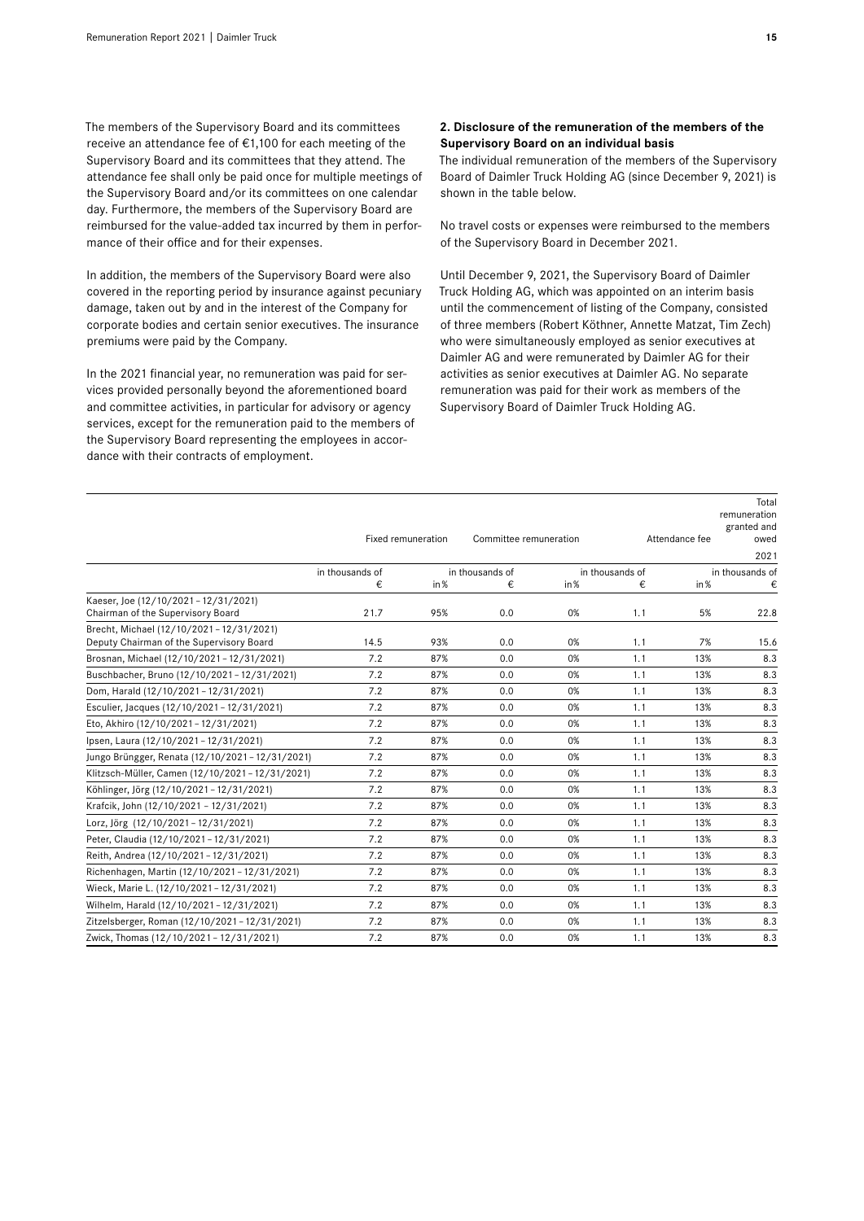The members of the Supervisory Board and its committees receive an attendance fee of €1,100 for each meeting of the Supervisory Board and its committees that they attend. The attendance fee shall only be paid once for multiple meetings of the Supervisory Board and/or its committees on one calendar day. Furthermore, the members of the Supervisory Board are reimbursed for the value-added tax incurred by them in performance of their office and for their expenses.

In addition, the members of the Supervisory Board were also covered in the reporting period by insurance against pecuniary damage, taken out by and in the interest of the Company for corporate bodies and certain senior executives. The insurance premiums were paid by the Company.

In the 2021 financial year, no remuneration was paid for services provided personally beyond the aforementioned board and committee activities, in particular for advisory or agency services, except for the remuneration paid to the members of the Supervisory Board representing the employees in accordance with their contracts of employment.

**2. Disclosure of the remuneration of the members of the Supervisory Board on an individual basis**

The individual remuneration of the members of the Supervisory Board of Daimler Truck Holding AG (since December 9, 2021) is shown in the table below.

No travel costs or expenses were reimbursed to the members of the Supervisory Board in December 2021.

Until December 9, 2021, the Supervisory Board of Daimler Truck Holding AG, which was appointed on an interim basis until the commencement of listing of the Company, consisted of three members (Robert Köthner, Annette Matzat, Tim Zech) who were simultaneously employed as senior executives at Daimler AG and were remunerated by Daimler AG for their activities as senior executives at Daimler AG. No separate remuneration was paid for their work as members of the Supervisory Board of Daimler Truck Holding AG.

| | Fixed remuneration | | Committee remuneration | | Attendance fee | | Total remuneration granted and owed |
|---|---|---|---|---|---|---|---|
| | | | | | | | 2021 |
| | in thousands of € | in% | in thousands of € | in% | in thousands of € | in% | in thousands of € |
| Kaeser, Joe (12/10/2021 – 12/31/2021) Chairman of the Supervisory Board | 21.7 | 95% | 0.0 | 0% | 1.1 | 5% | 22.8 |
| Brecht, Michael (12/10/2021 – 12/31/2021) Deputy Chairman of the Supervisory Board | 14.5 | 93% | 0.0 | 0% | 1.1 | 7% | 15.6 |
| Brosnan, Michael (12/10/2021 – 12/31/2021) | 7.2 | 87% | 0.0 | 0% | 1.1 | 13% | 8.3 |
| Buschbacher, Bruno (12/10/2021 – 12/31/2021) | 7.2 | 87% | 0.0 | 0% | 1.1 | 13% | 8.3 |
| Dom, Harald (12/10/2021 – 12/31/2021) | 7.2 | 87% | 0.0 | 0% | 1.1 | 13% | 8.3 |
| Esculier, Jacques (12/10/2021 – 12/31/2021) | 7.2 | 87% | 0.0 | 0% | 1.1 | 13% | 8.3 |
| Eto, Akhiro (12/10/2021 – 12/31/2021) | 7.2 | 87% | 0.0 | 0% | 1.1 | 13% | 8.3 |
| Ipsen, Laura (12/10/2021 – 12/31/2021) | 7.2 | 87% | 0.0 | 0% | 1.1 | 13% | 8.3 |
| Jungo Brüngger, Renata (12/10/2021 – 12/31/2021) | 7.2 | 87% | 0.0 | 0% | 1.1 | 13% | 8.3 |
| Klitzsch-Müller, Camen (12/10/2021 – 12/31/2021) | 7.2 | 87% | 0.0 | 0% | 1.1 | 13% | 8.3 |
| Köhlinger, Jörg (12/10/2021 – 12/31/2021) | 7.2 | 87% | 0.0 | 0% | 1.1 | 13% | 8.3 |
| Krafcik, John (12/10/2021 – 12/31/2021) | 7.2 | 87% | 0.0 | 0% | 1.1 | 13% | 8.3 |
| Lorz, Jörg (12/10/2021 – 12/31/2021) | 7.2 | 87% | 0.0 | 0% | 1.1 | 13% | 8.3 |
| Peter, Claudia (12/10/2021 – 12/31/2021) | 7.2 | 87% | 0.0 | 0% | 1.1 | 13% | 8.3 |
| Reith, Andrea (12/10/2021 – 12/31/2021) | 7.2 | 87% | 0.0 | 0% | 1.1 | 13% | 8.3 |
| Richenhagen, Martin (12/10/2021 – 12/31/2021) | 7.2 | 87% | 0.0 | 0% | 1.1 | 13% | 8.3 |
| Wieck, Marie L. (12/10/2021 – 12/31/2021) | 7.2 | 87% | 0.0 | 0% | 1.1 | 13% | 8.3 |
| Wilhelm, Harald (12/10/2021 – 12/31/2021) | 7.2 | 87% | 0.0 | 0% | 1.1 | 13% | 8.3 |
| Zitzelsberger, Roman (12/10/2021 – 12/31/2021) | 7.2 | 87% | 0.0 | 0% | 1.1 | 13% | 8.3 |
| Zwick, Thomas (12/10/2021 – 12/31/2021) | 7.2 | 87% | 0.0 | 0% | 1.1 | 13% | 8.3 |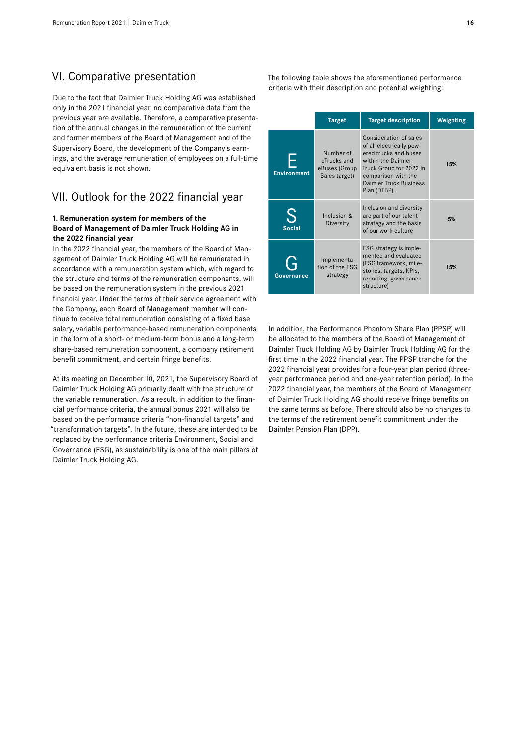## VI. Comparative presentation

Due to the fact that Daimler Truck Holding AG was established only in the 2021 financial year, no comparative data from the previous year are available. Therefore, a comparative presentation of the annual changes in the remuneration of the current and former members of the Board of Management and of the Supervisory Board, the development of the Company's earnings, and the average remuneration of employees on a full-time equivalent basis is not shown.

## VII. Outlook for the 2022 financial year

### 1. Remuneration system for members of the Board of Management of Daimler Truck Holding AG in the 2022 financial year

In the 2022 financial year, the members of the Board of Management of Daimler Truck Holding AG will be remunerated in accordance with a remuneration system which, with regard to the structure and terms of the remuneration components, will be based on the remuneration system in the previous 2021 financial year. Under the terms of their service agreement with the Company, each Board of Management member will continue to receive total remuneration consisting of a fixed base salary, variable performance-based remuneration components in the form of a short- or medium-term bonus and a long-term share-based remuneration component, a company retirement benefit commitment, and certain fringe benefits.

At its meeting on December 10, 2021, the Supervisory Board of Daimler Truck Holding AG primarily dealt with the structure of the variable remuneration. As a result, in addition to the financial performance criteria, the annual bonus 2021 will also be based on the performance criteria "non-financial targets" and "transformation targets". In the future, these are intended to be replaced by the performance criteria Environment, Social and Governance (ESG), as sustainability is one of the main pillars of Daimler Truck Holding AG.

The following table shows the aforementioned performance criteria with their description and potential weighting:

| | Target | Target description | Weighting |
|---|---|---|---|
| E Environment | Number of eTrucks and eBuses (Group Sales target) | Consideration of sales of all electrically powered trucks and buses within the Daimler Truck Group for 2022 in comparison with the Daimler Truck Business Plan (DTBP). | 15% |
| S Social | Inclusion & Diversity | Inclusion and diversity are part of our talent strategy and the basis of our work culture | 5% |
| G Governance | Implementation of the ESG strategy | ESG strategy is implemented and evaluated (ESG framework, milestones, targets, KPIs, reporting, governance structure) | 15% |

In addition, the Performance Phantom Share Plan (PPSP) will be allocated to the members of the Board of Management of Daimler Truck Holding AG by Daimler Truck Holding AG for the first time in the 2022 financial year. The PPSP tranche for the 2022 financial year provides for a four-year plan period (three-year performance period and one-year retention period). In the 2022 financial year, the members of the Board of Management of Daimler Truck Holding AG should receive fringe benefits on the same terms as before. There should also be no changes to the terms of the retirement benefit commitment under the Daimler Pension Plan (DPP).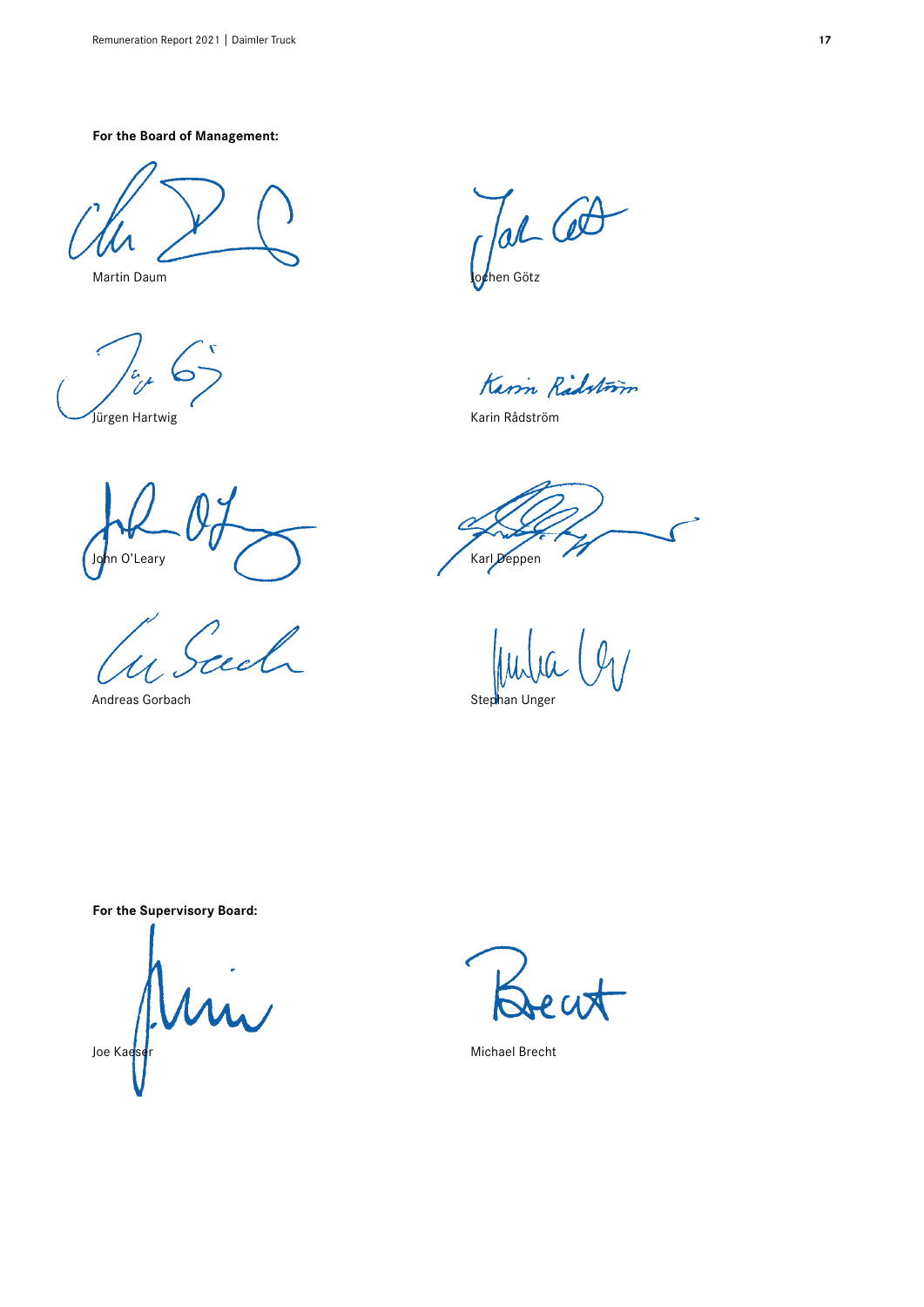**For the Board of Management:**

Martin Daum

Jochen Götz

Jürgen Hartwig

Karin Rådström

John O'Leary

Karl Deppen

Andreas Gorbach

Stephan Unger

**For the Supervisory Board:**

Joe Kaeser

Michael Brecht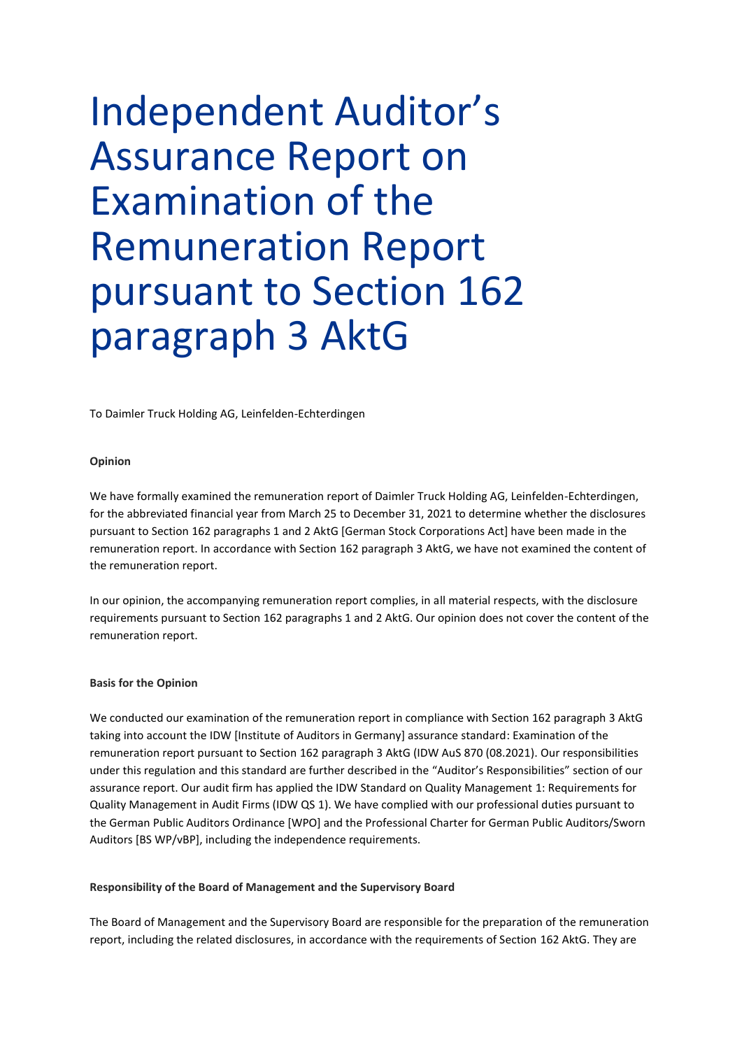# Independent Auditor's Assurance Report on Examination of the Remuneration Report pursuant to Section 162 paragraph 3 AktG

To Daimler Truck Holding AG, Leinfelden-Echterdingen

**Opinion**

We have formally examined the remuneration report of Daimler Truck Holding AG, Leinfelden-Echterdingen, for the abbreviated financial year from March 25 to December 31, 2021 to determine whether the disclosures pursuant to Section 162 paragraphs 1 and 2 AktG [German Stock Corporations Act] have been made in the remuneration report. In accordance with Section 162 paragraph 3 AktG, we have not examined the content of the remuneration report.

In our opinion, the accompanying remuneration report complies, in all material respects, with the disclosure requirements pursuant to Section 162 paragraphs 1 and 2 AktG. Our opinion does not cover the content of the remuneration report.

**Basis for the Opinion**

We conducted our examination of the remuneration report in compliance with Section 162 paragraph 3 AktG taking into account the IDW [Institute of Auditors in Germany] assurance standard: Examination of the remuneration report pursuant to Section 162 paragraph 3 AktG (IDW AuS 870 (08.2021). Our responsibilities under this regulation and this standard are further described in the "Auditor's Responsibilities" section of our assurance report. Our audit firm has applied the IDW Standard on Quality Management 1: Requirements for Quality Management in Audit Firms (IDW QS 1). We have complied with our professional duties pursuant to the German Public Auditors Ordinance [WPO] and the Professional Charter for German Public Auditors/Sworn Auditors [BS WP/vBP], including the independence requirements.

**Responsibility of the Board of Management and the Supervisory Board**

The Board of Management and the Supervisory Board are responsible for the preparation of the remuneration report, including the related disclosures, in accordance with the requirements of Section 162 AktG. They are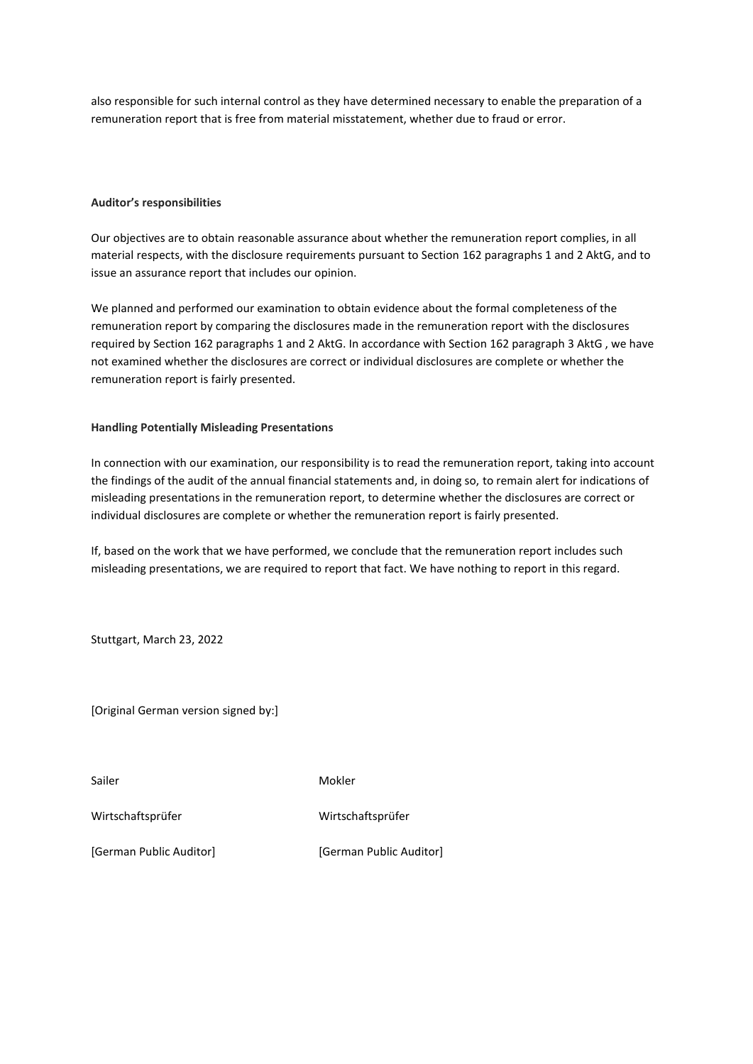also responsible for such internal control as they have determined necessary to enable the preparation of a remuneration report that is free from material misstatement, whether due to fraud or error.

**Auditor's responsibilities**

Our objectives are to obtain reasonable assurance about whether the remuneration report complies, in all material respects, with the disclosure requirements pursuant to Section 162 paragraphs 1 and 2 AktG, and to issue an assurance report that includes our opinion.

We planned and performed our examination to obtain evidence about the formal completeness of the remuneration report by comparing the disclosures made in the remuneration report with the disclosures required by Section 162 paragraphs 1 and 2 AktG. In accordance with Section 162 paragraph 3 AktG , we have not examined whether the disclosures are correct or individual disclosures are complete or whether the remuneration report is fairly presented.

**Handling Potentially Misleading Presentations**

In connection with our examination, our responsibility is to read the remuneration report, taking into account the findings of the audit of the annual financial statements and, in doing so, to remain alert for indications of misleading presentations in the remuneration report, to determine whether the disclosures are correct or individual disclosures are complete or whether the remuneration report is fairly presented.

If, based on the work that we have performed, we conclude that the remuneration report includes such misleading presentations, we are required to report that fact. We have nothing to report in this regard.

Stuttgart, March 23, 2022

[Original German version signed by:]

| | |
|---|---|
| Sailer | Mokler |
| Wirtschaftsprüfer | Wirtschaftsprüfer |
| [German Public Auditor] | [German Public Auditor] |